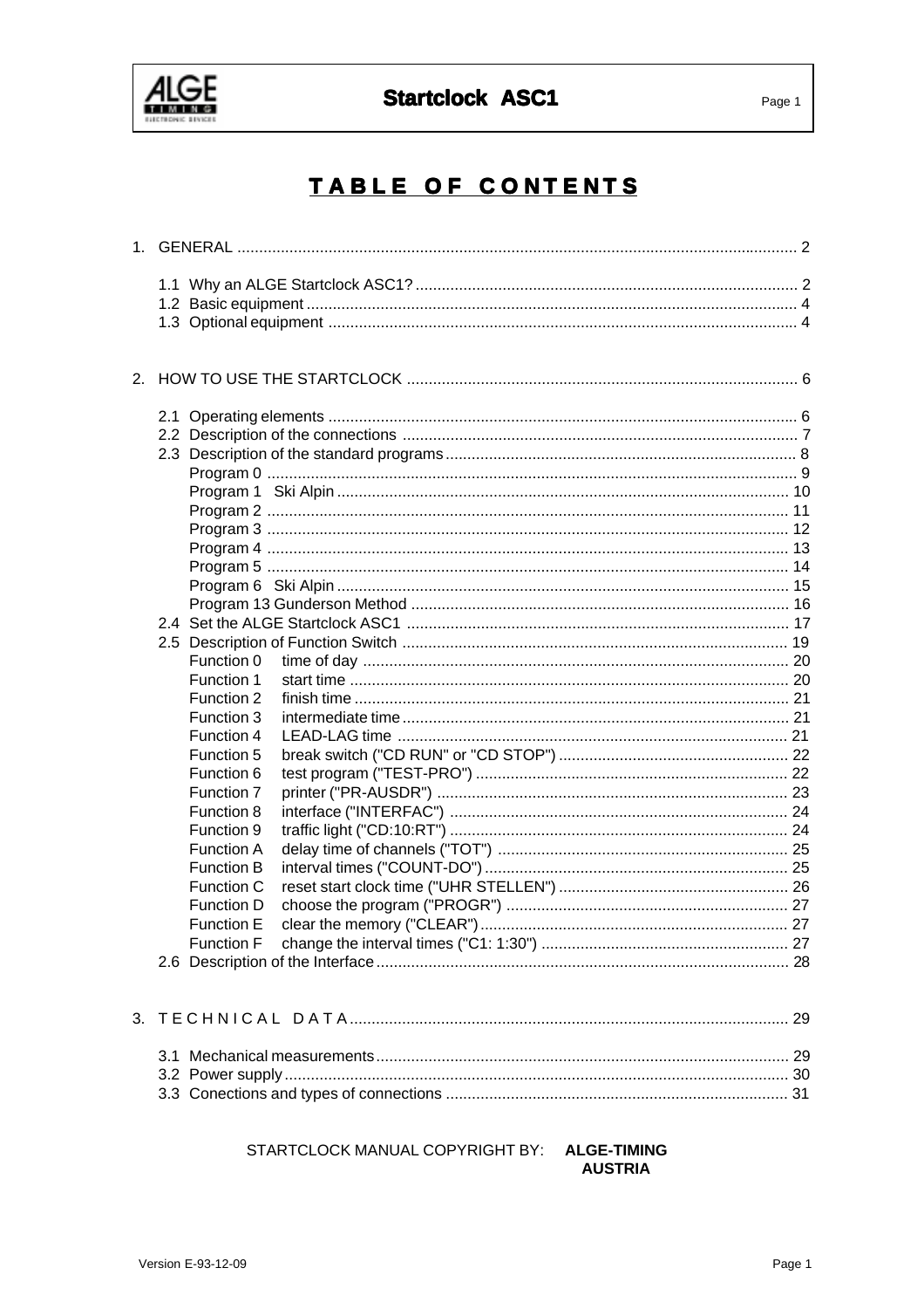# TABLE OF CONTENTS

1. GENERAL ..... 2
   - 1.1 Why an ALGE Startclock ASC1? ..... 2
   - 1.2 Basic equipment ..... 4
   - 1.3 Optional equipment ..... 4

2. HOW TO USE THE STARTCLOCK ..... 6
   - 2.1 Operating elements ..... 6
   - 2.2 Description of the connections ..... 7
   - 2.3 Description of the standard programs ..... 8
     - Program 0 ..... 9
     - Program 1 Ski Alpin ..... 10
     - Program 2 ..... 11
     - Program 3 ..... 12
     - Program 4 ..... 13
     - Program 5 ..... 14
     - Program 6 Ski Alpin ..... 15
     - Program 13 Gunderson Method ..... 16
   - 2.4 Set the ALGE Startclock ASC1 ..... 17
   - 2.5 Description of Function Switch ..... 19
     - Function 0 time of day ..... 20
     - Function 1 start time ..... 20
     - Function 2 finish time ..... 21
     - Function 3 intermediate time ..... 21
     - Function 4 LEAD-LAG time ..... 21
     - Function 5 break switch ("CD RUN" or "CD STOP") ..... 22
     - Function 6 test program ("TEST-PRO") ..... 22
     - Function 7 printer ("PR-AUSDR") ..... 23
     - Function 8 interface ("INTERFAC") ..... 24
     - Function 9 traffic light ("CD:10:RT") ..... 24
     - Function A delay time of channels ("TOT") ..... 25
     - Function B interval times ("COUNT-DO") ..... 25
     - Function C reset start clock time ("UHR STELLEN") ..... 26
     - Function D choose the program ("PROGR") ..... 27
     - Function E clear the memory ("CLEAR") ..... 27
     - Function F change the interval times ("C1: 1:30") ..... 27
   - 2.6 Description of the Interface ..... 28

3. T E C H N I C A L D A T A ..... 29
   - 3.1 Mechanical measurements ..... 29
   - 3.2 Power supply ..... 30
   - 3.3 Conections and types of connections ..... 31

STARTCLOCK MANUAL COPYRIGHT BY: **ALGE-TIMING AUSTRIA**

Version E-93-12-09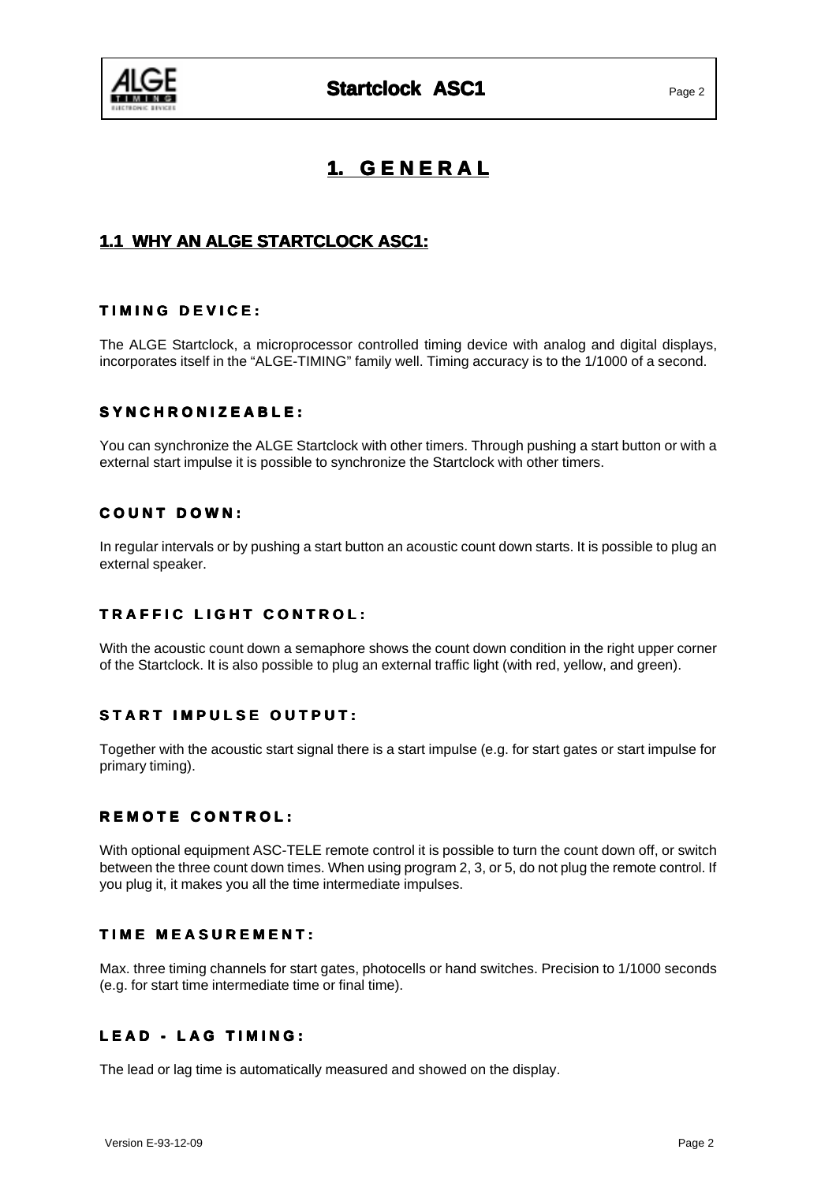# 1. GENERAL

## 1.1 WHY AN ALGE STARTCLOCK ASC1:

### TIMING DEVICE:

The ALGE Startclock, a microprocessor controlled timing device with analog and digital displays, incorporates itself in the “ALGE-TIMING” family well. Timing accuracy is to the 1/1000 of a second.

### SYNCHRONIZEABLE:

You can synchronize the ALGE Startclock with other timers. Through pushing a start button or with a external start impulse it is possible to synchronize the Startclock with other timers.

### COUNT DOWN:

In regular intervals or by pushing a start button an acoustic count down starts. It is possible to plug an external speaker.

### TRAFFIC LIGHT CONTROL:

With the acoustic count down a semaphore shows the count down condition in the right upper corner of the Startclock. It is also possible to plug an external traffic light (with red, yellow, and green).

### START IMPULSE OUTPUT:

Together with the acoustic start signal there is a start impulse (e.g. for start gates or start impulse for primary timing).

### REMOTE CONTROL:

With optional equipment ASC-TELE remote control it is possible to turn the count down off, or switch between the three count down times. When using program 2, 3, or 5, do not plug the remote control. If you plug it, it makes you all the time intermediate impulses.

### TIME MEASUREMENT:

Max. three timing channels for start gates, photocells or hand switches. Precision to 1/1000 seconds (e.g. for start time intermediate time or final time).

### LEAD - LAG TIMING:

The lead or lag time is automatically measured and showed on the display.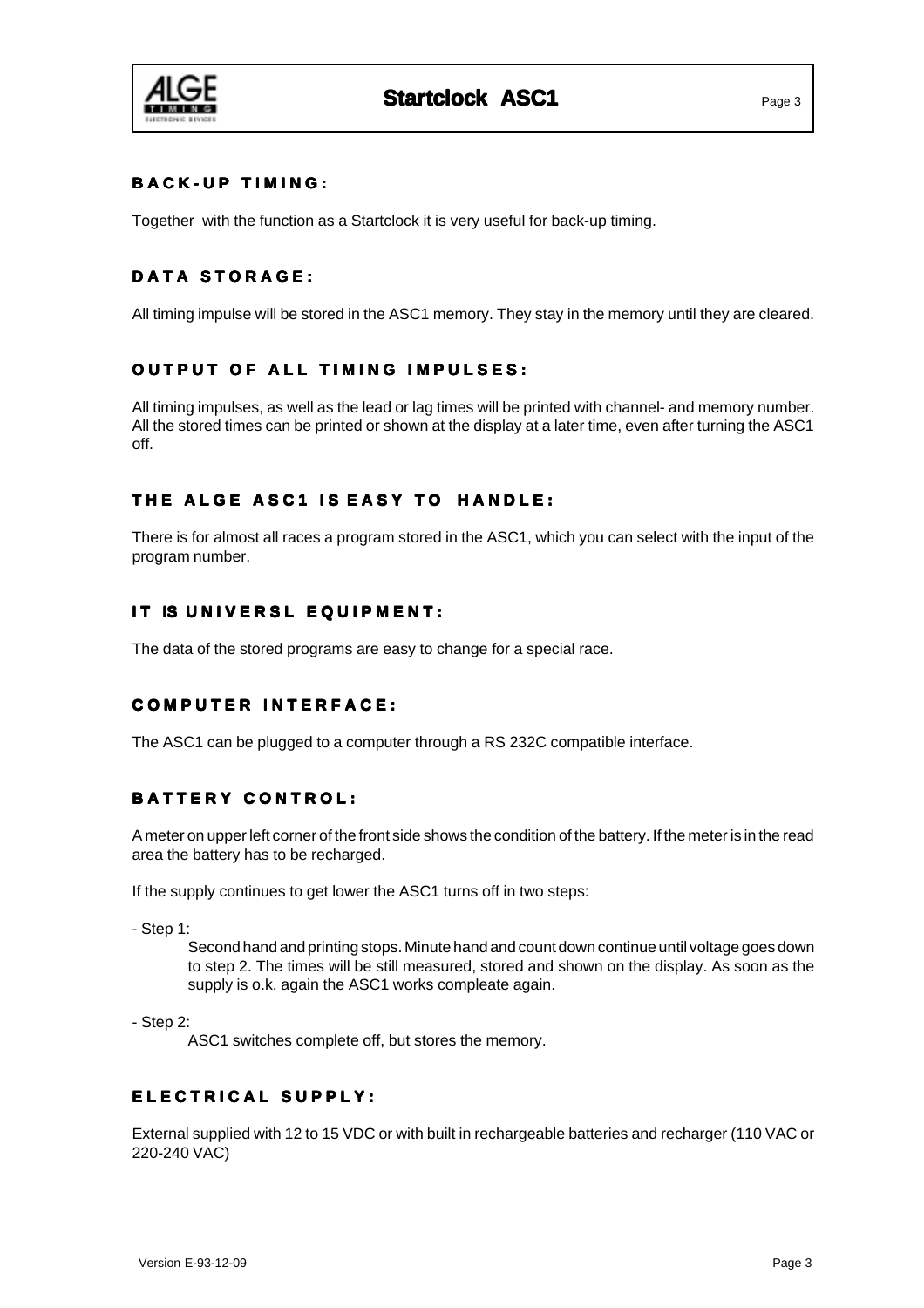## BACK-UP TIMING:

Together with the function as a Startclock it is very useful for back-up timing.

## DATA STORAGE:

All timing impulse will be stored in the ASC1 memory. They stay in the memory until they are cleared.

## OUTPUT OF ALL TIMING IMPULSES:

All timing impulses, as well as the lead or lag times will be printed with channel- and memory number. All the stored times can be printed or shown at the display at a later time, even after turning the ASC1 off.

## THE ALGE ASC1 IS EASY TO HANDLE:

There is for almost all races a program stored in the ASC1, which you can select with the input of the program number.

## IT IS UNIVERSL EQUIPMENT:

The data of the stored programs are easy to change for a special race.

## COMPUTER INTERFACE:

The ASC1 can be plugged to a computer through a RS 232C compatible interface.

## BATTERY CONTROL:

A meter on upper left corner of the front side shows the condition of the battery. If the meter is in the read area the battery has to be recharged.

If the supply continues to get lower the ASC1 turns off in two steps:

- Step 1:

  Second hand and printing stops. Minute hand and count down continue until voltage goes down to step 2. The times will be still measured, stored and shown on the display. As soon as the supply is o.k. again the ASC1 works compleate again.

- Step 2:

  ASC1 switches complete off, but stores the memory.

## ELECTRICAL SUPPLY:

External supplied with 12 to 15 VDC or with built in rechargeable batteries and recharger (110 VAC or 220-240 VAC)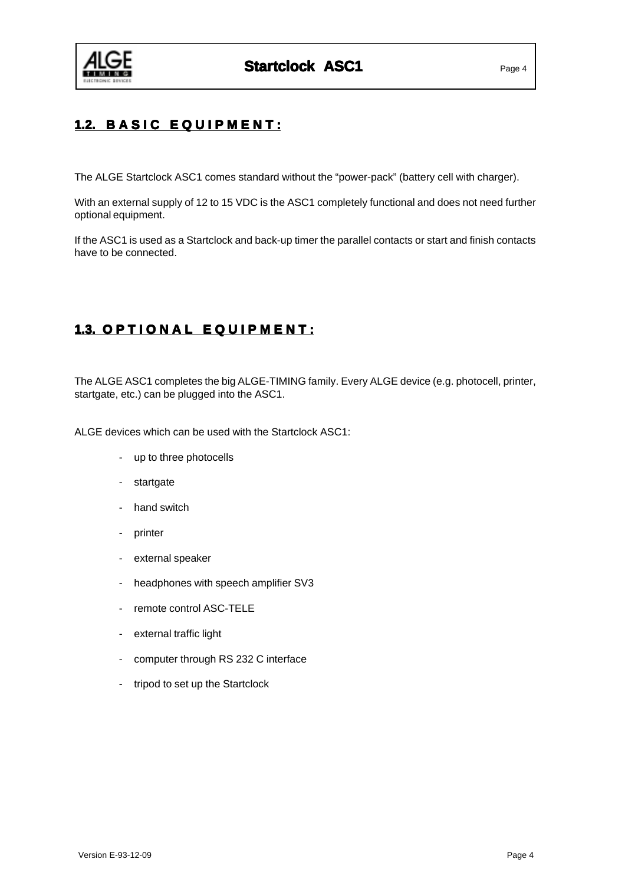## 1.2. BASIC EQUIPMENT:

The ALGE Startclock ASC1 comes standard without the "power-pack" (battery cell with charger).

With an external supply of 12 to 15 VDC is the ASC1 completely functional and does not need further optional equipment.

If the ASC1 is used as a Startclock and back-up timer the parallel contacts or start and finish contacts have to be connected.

## 1.3. OPTIONAL EQUIPMENT:

The ALGE ASC1 completes the big ALGE-TIMING family. Every ALGE device (e.g. photocell, printer, startgate, etc.) can be plugged into the ASC1.

ALGE devices which can be used with the Startclock ASC1:

- up to three photocells
- startgate
- hand switch
- printer
- external speaker
- headphones with speech amplifier SV3
- remote control ASC-TELE
- external traffic light
- computer through RS 232 C interface
- tripod to set up the Startclock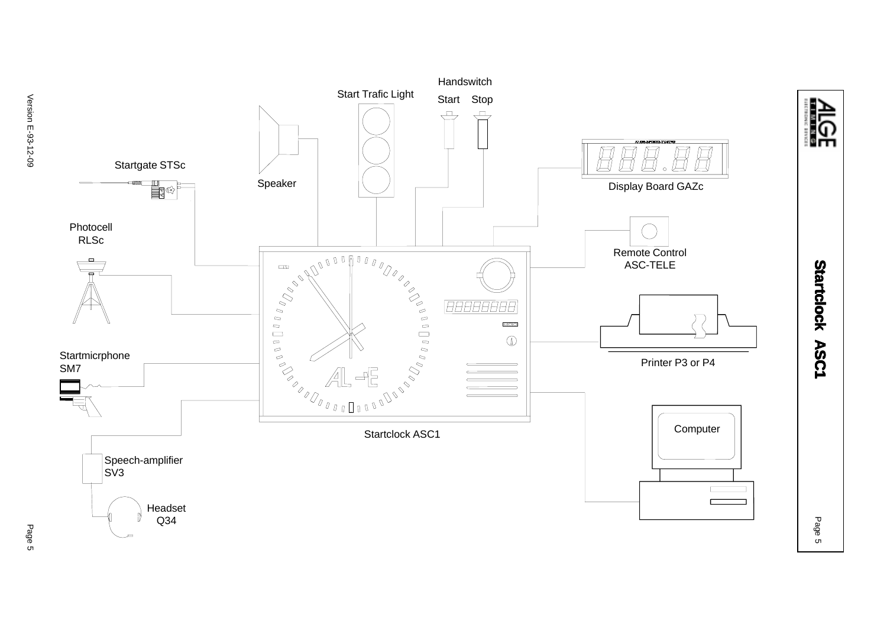Handswitch

Start Trafic Light

Start Stop

Startgate STSc

Speaker

Display Board GAZc

Photocell RLSc

Remote Control ASC-TELE

Startmicrphone SM7

Printer P3 or P4

Startclock ASC1

Computer

Speech-amplifier SV3

Headset Q34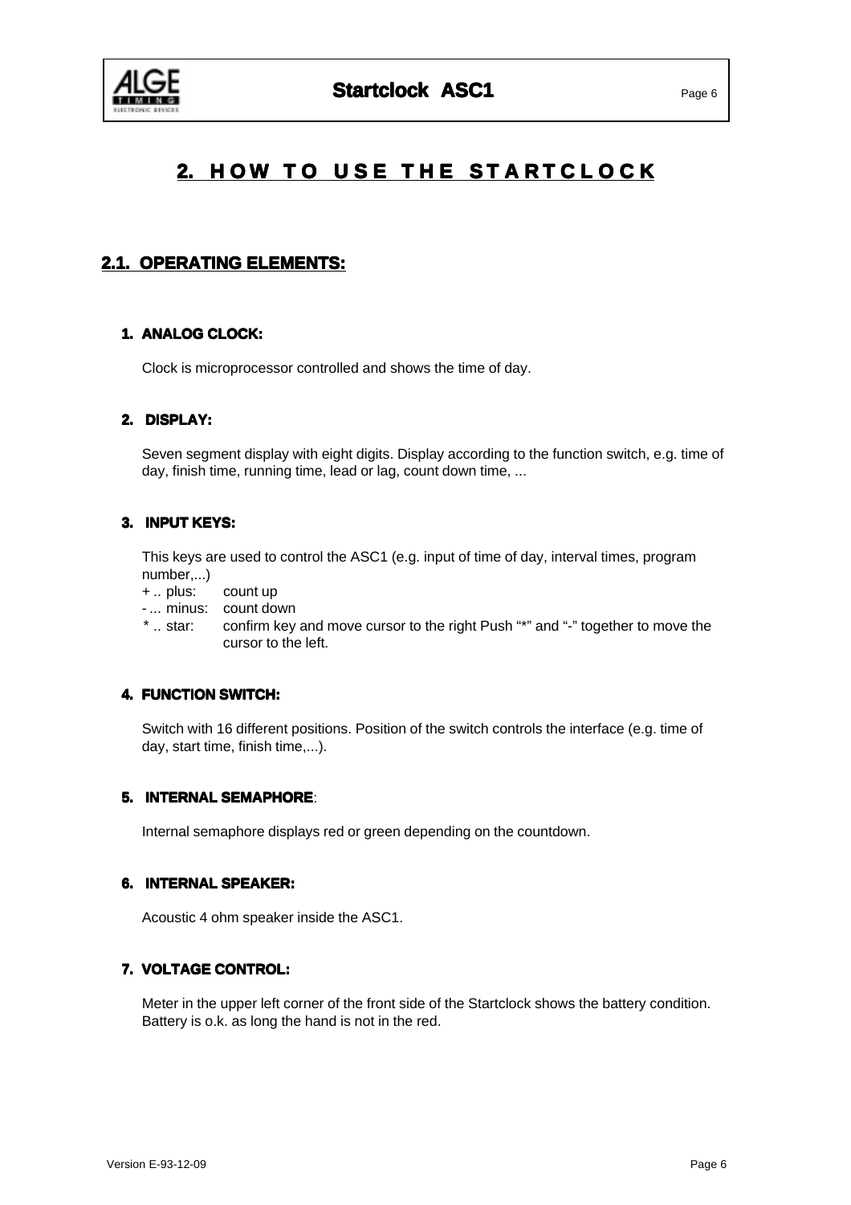# 2. HOW TO USE THE STARTCLOCK

## 2.1. OPERATING ELEMENTS:

### 1. ANALOG CLOCK:

Clock is microprocessor controlled and shows the time of day.

### 2. DISPLAY:

Seven segment display with eight digits. Display according to the function switch, e.g. time of day, finish time, running time, lead or lag, count down time, ...

### 3. INPUT KEYS:

This keys are used to control the ASC1 (e.g. input of time of day, interval times, program number,...)

+ .. plus: count up
- ... minus: count down
* .. star: confirm key and move cursor to the right Push "*" and "-" together to move the cursor to the left.

### 4. FUNCTION SWITCH:

Switch with 16 different positions. Position of the switch controls the interface (e.g. time of day, start time, finish time,...).

### 5. INTERNAL SEMAPHORE:

Internal semaphore displays red or green depending on the countdown.

### 6. INTERNAL SPEAKER:

Acoustic 4 ohm speaker inside the ASC1.

### 7. VOLTAGE CONTROL:

Meter in the upper left corner of the front side of the Startclock shows the battery condition. Battery is o.k. as long the hand is not in the red.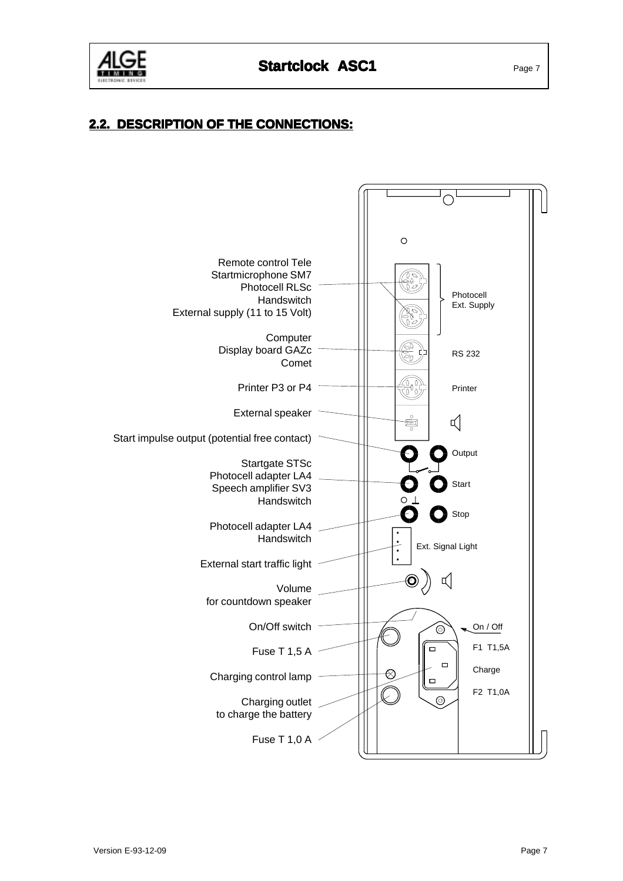## 2.2. DESCRIPTION OF THE CONNECTIONS:

| Connection | Label on device |
| --- | --- |
| Remote control Tele, Startmicrophone SM7, Photocell RLSc, Handswitch, External supply (11 to 15 Volt) | Photocell Ext. Supply |
| Computer, Display board GAZc, Comet | RS 232 |
| Printer P3 or P4 | Printer |
| External speaker | |
| Start impulse output (potential free contact) | Output |
| Startgate STSc, Photocell adapter LA4, Speech amplifier SV3, Handswitch | Start |
| Photocell adapter LA4, Handswitch | Stop |
| External start traffic light | Ext. Signal Light |
| Volume for countdown speaker | |
| On/Off switch | On / Off |
| Fuse T 1,5 A | F1 T1,5A |
| Charging control lamp | |
| Charging outlet to charge the battery | Charge |
| Fuse T 1,0 A | F2 T1,0A |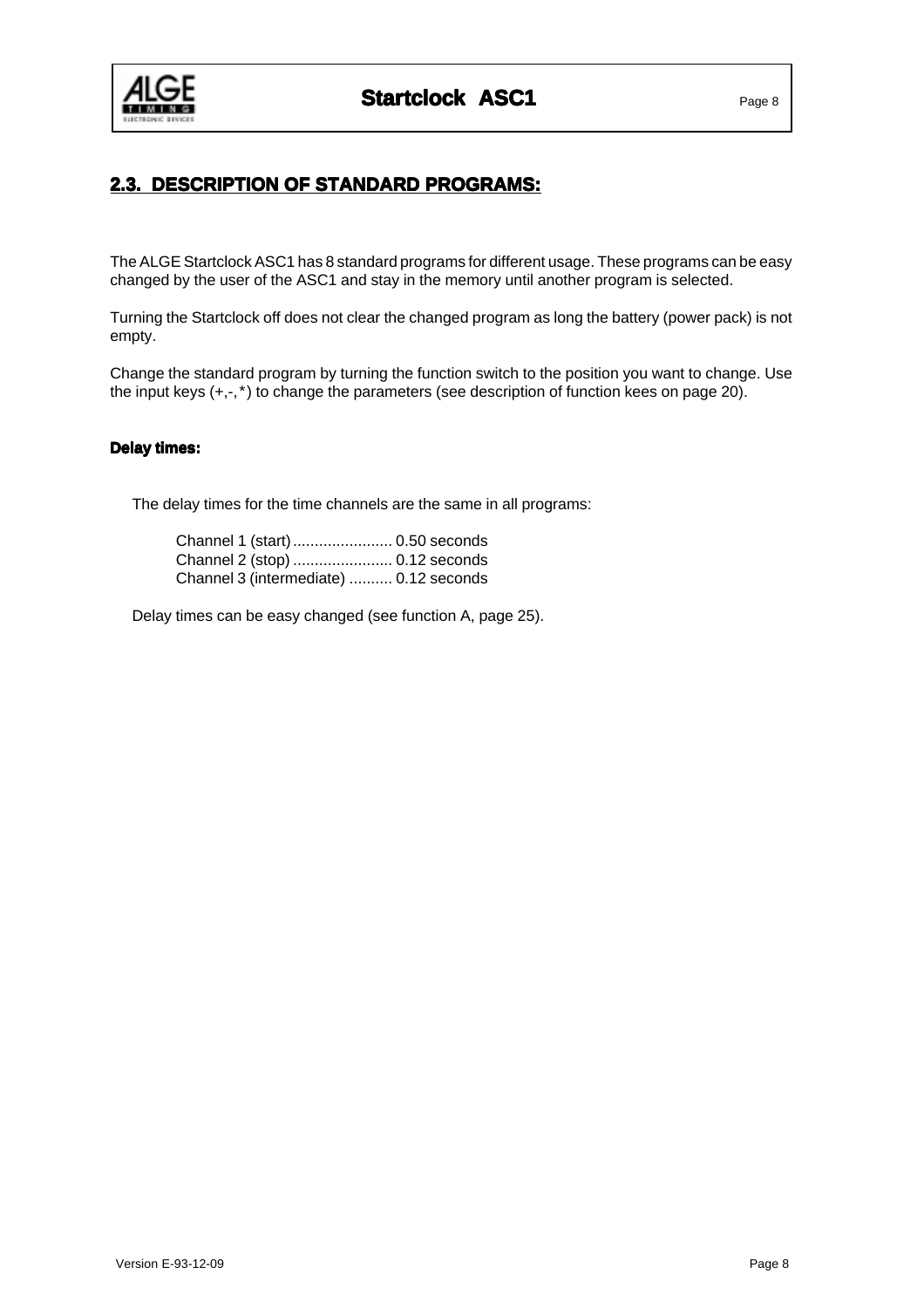## 2.3. DESCRIPTION OF STANDARD PROGRAMS:

The ALGE Startclock ASC1 has 8 standard programs for different usage. These programs can be easy changed by the user of the ASC1 and stay in the memory until another program is selected.

Turning the Startclock off does not clear the changed program as long the battery (power pack) is not empty.

Change the standard program by turning the function switch to the position you want to change. Use the input keys (+,-,*) to change the parameters (see description of function kees on page 20).

### Delay times:

The delay times for the time channels are the same in all programs:

Channel 1 (start) ....................... 0.50 seconds
Channel 2 (stop) ....................... 0.12 seconds
Channel 3 (intermediate) .......... 0.12 seconds

Delay times can be easy changed (see function A, page 25).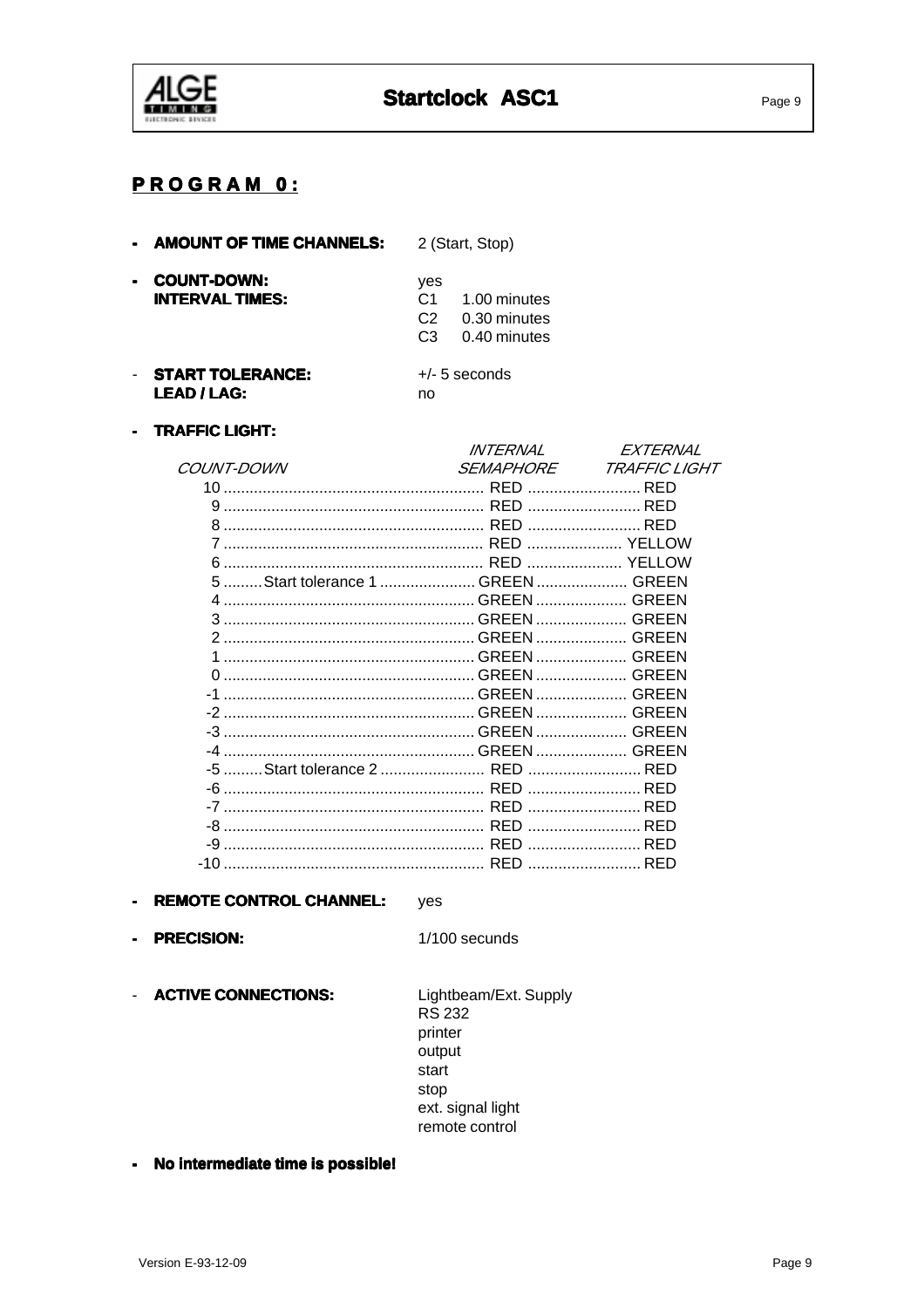## PROGRAM 0:

- **AMOUNT OF TIME CHANNELS:** 2 (Start, Stop)

- **COUNT-DOWN:** yes
  **INTERVAL TIMES:**
  C1 1.00 minutes
  C2 0.30 minutes
  C3 0.40 minutes

- **START TOLERANCE:** +/- 5 seconds
  **LEAD / LAG:** no

- **TRAFFIC LIGHT:**

| *COUNT-DOWN* | *INTERNAL SEMAPHORE* | *EXTERNAL TRAFFIC LIGHT* |
|---|---|---|
| 10 | RED | RED |
| 9 | RED | RED |
| 8 | RED | RED |
| 7 | RED | YELLOW |
| 6 | RED | YELLOW |
| 5 Start tolerance 1 | GREEN | GREEN |
| 4 | GREEN | GREEN |
| 3 | GREEN | GREEN |
| 2 | GREEN | GREEN |
| 1 | GREEN | GREEN |
| 0 | GREEN | GREEN |
| -1 | GREEN | GREEN |
| -2 | GREEN | GREEN |
| -3 | GREEN | GREEN |
| -4 | GREEN | GREEN |
| -5 Start tolerance 2 | RED | RED |
| -6 | RED | RED |
| -7 | RED | RED |
| -8 | RED | RED |
| -9 | RED | RED |
| -10 | RED | RED |

- **REMOTE CONTROL CHANNEL:** yes

- **PRECISION:** 1/100 secunds

- **ACTIVE CONNECTIONS:**
  Lightbeam/Ext. Supply
  RS 232
  printer
  output
  start
  stop
  ext. signal light
  remote control

- **No intermediate time is possible!**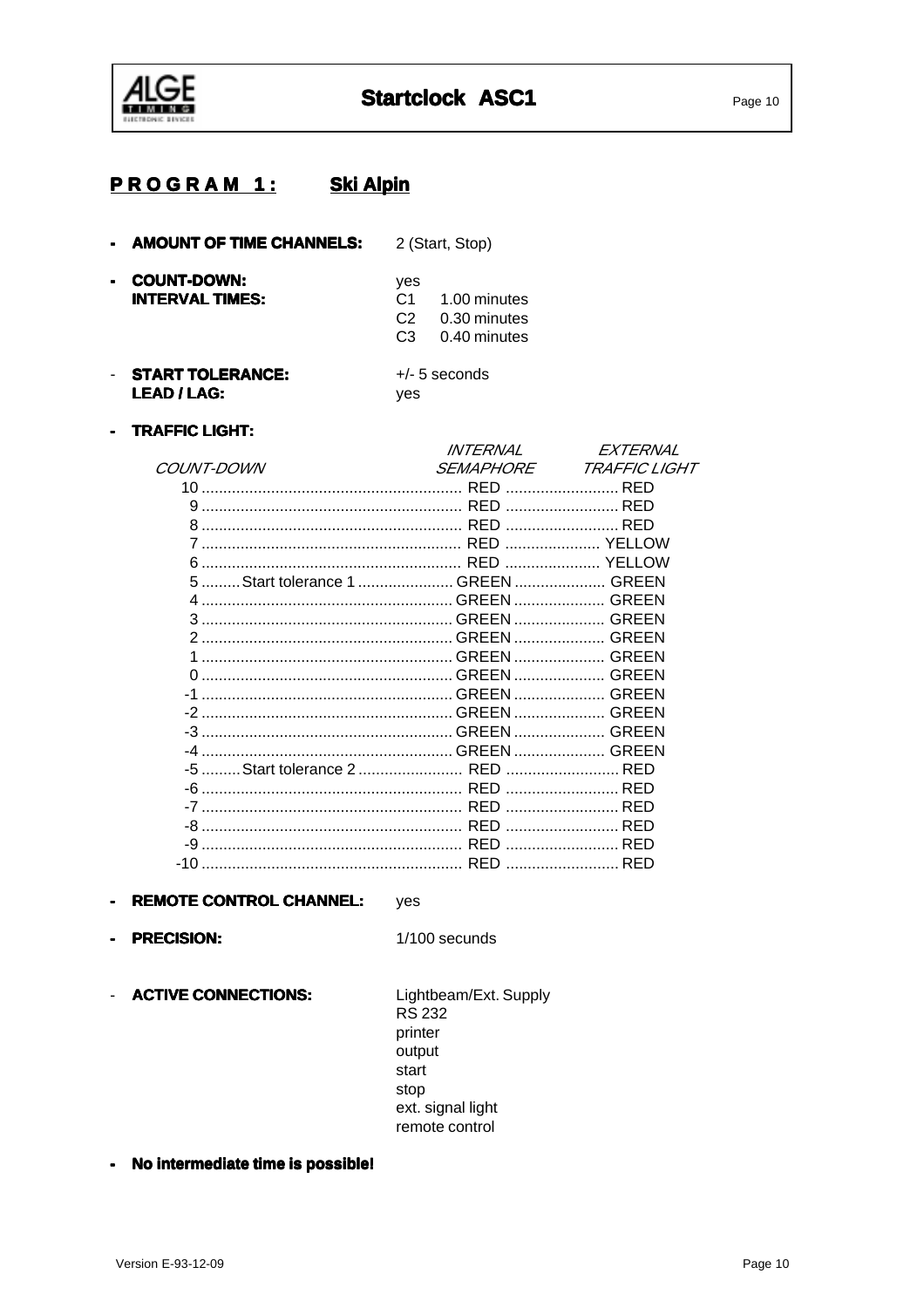## PROGRAM 1: Ski Alpin

- **AMOUNT OF TIME CHANNELS:** 2 (Start, Stop)
- **COUNT-DOWN:** yes
  **INTERVAL TIMES:**
  C1 1.00 minutes
  C2 0.30 minutes
  C3 0.40 minutes
- **START TOLERANCE:** +/- 5 seconds
  **LEAD / LAG:** yes
- **TRAFFIC LIGHT:**

| *COUNT-DOWN* | *INTERNAL SEMAPHORE* | *EXTERNAL TRAFFIC LIGHT* |
|---|---|---|
| 10 | RED | RED |
| 9 | RED | RED |
| 8 | RED | RED |
| 7 | RED | YELLOW |
| 6 | RED | YELLOW |
| 5 Start tolerance 1 | GREEN | GREEN |
| 4 | GREEN | GREEN |
| 3 | GREEN | GREEN |
| 2 | GREEN | GREEN |
| 1 | GREEN | GREEN |
| 0 | GREEN | GREEN |
| -1 | GREEN | GREEN |
| -2 | GREEN | GREEN |
| -3 | GREEN | GREEN |
| -4 | GREEN | GREEN |
| -5 Start tolerance 2 | RED | RED |
| -6 | RED | RED |
| -7 | RED | RED |
| -8 | RED | RED |
| -9 | RED | RED |
| -10 | RED | RED |

- **REMOTE CONTROL CHANNEL:** yes
- **PRECISION:** 1/100 secunds
- **ACTIVE CONNECTIONS:**
  Lightbeam/Ext. Supply
  RS 232
  printer
  output
  start
  stop
  ext. signal light
  remote control
- **No intermediate time is possible!**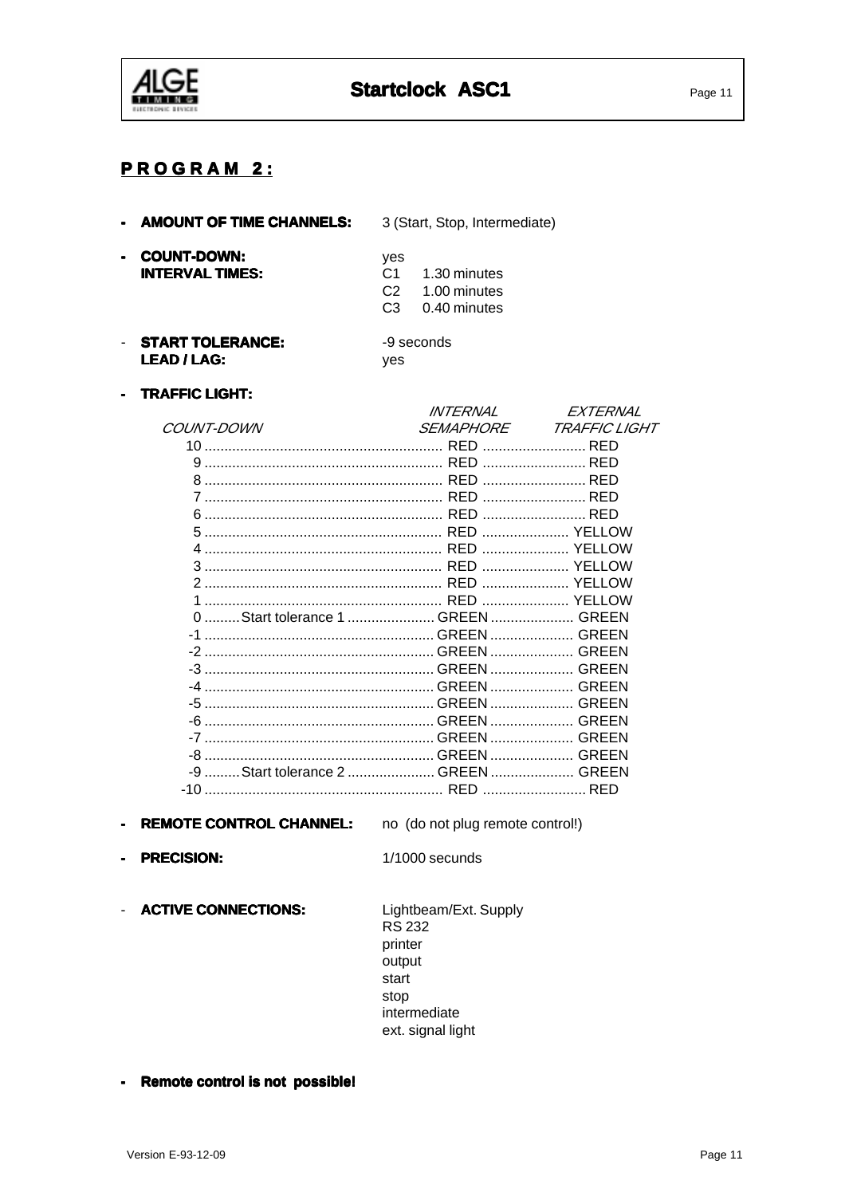## PROGRAM 2:

- **AMOUNT OF TIME CHANNELS:** 3 (Start, Stop, Intermediate)

- **COUNT-DOWN:** yes
  **INTERVAL TIMES:**
  C1 1.30 minutes
  C2 1.00 minutes
  C3 0.40 minutes

- **START TOLERANCE:** -9 seconds
  **LEAD / LAG:** yes

- **TRAFFIC LIGHT:**

| *COUNT-DOWN* | *INTERNAL SEMAPHORE* | *EXTERNAL TRAFFIC LIGHT* |
|---|---|---|
| 10 | RED | RED |
| 9 | RED | RED |
| 8 | RED | RED |
| 7 | RED | RED |
| 6 | RED | RED |
| 5 | RED | YELLOW |
| 4 | RED | YELLOW |
| 3 | RED | YELLOW |
| 2 | RED | YELLOW |
| 1 | RED | YELLOW |
| 0 ......... Start tolerance 1 | GREEN | GREEN |
| -1 | GREEN | GREEN |
| -2 | GREEN | GREEN |
| -3 | GREEN | GREEN |
| -4 | GREEN | GREEN |
| -5 | GREEN | GREEN |
| -6 | GREEN | GREEN |
| -7 | GREEN | GREEN |
| -8 | GREEN | GREEN |
| -9 ......... Start tolerance 2 | GREEN | GREEN |
| -10 | RED | RED |

- **REMOTE CONTROL CHANNEL:** no (do not plug remote control!)

- **PRECISION:** 1/1000 secunds

- **ACTIVE CONNECTIONS:**
  Lightbeam/Ext. Supply
  RS 232
  printer
  output
  start
  stop
  intermediate
  ext. signal light

- **Remote control is not possible!**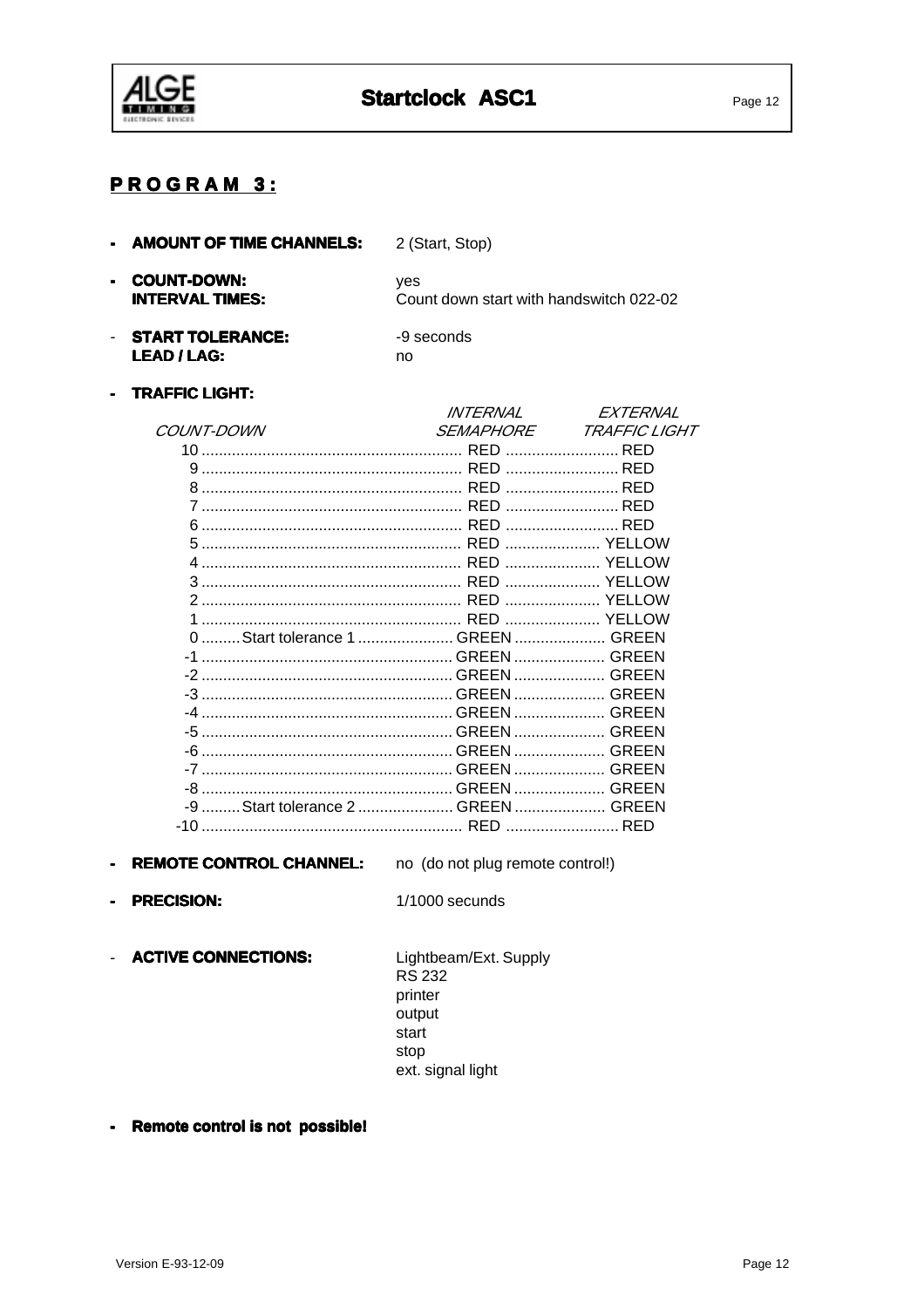## PROGRAM 3:

- **AMOUNT OF TIME CHANNELS:** 2 (Start, Stop)
- **COUNT-DOWN:** yes
  **INTERVAL TIMES:** Count down start with handswitch 022-02
- **START TOLERANCE:** -9 seconds
  **LEAD / LAG:** no
- **TRAFFIC LIGHT:**

| *COUNT-DOWN* | | *INTERNAL SEMAPHORE* | *EXTERNAL TRAFFIC LIGHT* |
|---|---|---|---|
| 10 | | RED | RED |
| 9 | | RED | RED |
| 8 | | RED | RED |
| 7 | | RED | RED |
| 6 | | RED | RED |
| 5 | | RED | YELLOW |
| 4 | | RED | YELLOW |
| 3 | | RED | YELLOW |
| 2 | | RED | YELLOW |
| 1 | | RED | YELLOW |
| 0 | Start tolerance 1 | GREEN | GREEN |
| -1 | | GREEN | GREEN |
| -2 | | GREEN | GREEN |
| -3 | | GREEN | GREEN |
| -4 | | GREEN | GREEN |
| -5 | | GREEN | GREEN |
| -6 | | GREEN | GREEN |
| -7 | | GREEN | GREEN |
| -8 | | GREEN | GREEN |
| -9 | Start tolerance 2 | GREEN | GREEN |
| -10 | | RED | RED |

- **REMOTE CONTROL CHANNEL:** no (do not plug remote control!)
- **PRECISION:** 1/1000 secunds
- **ACTIVE CONNECTIONS:** Lightbeam/Ext. Supply
  RS 232
  printer
  output
  start
  stop
  ext. signal light

- **Remote control is not possible!**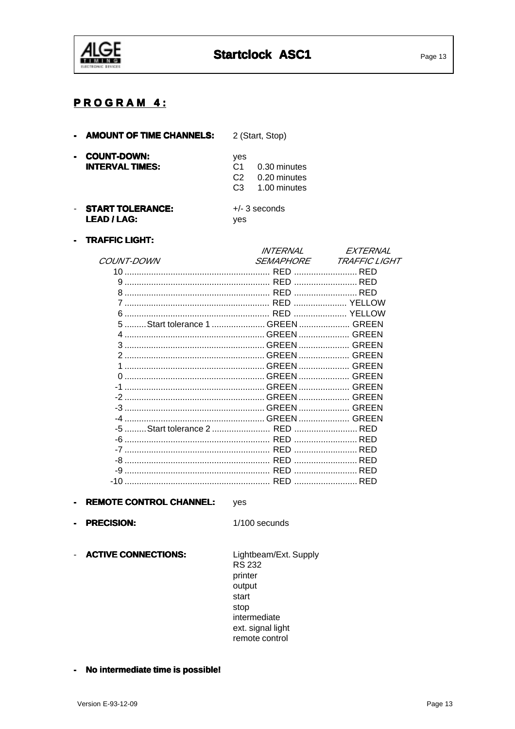## PROGRAM 4:

- **AMOUNT OF TIME CHANNELS:** 2 (Start, Stop)
- **COUNT-DOWN:** yes
  **INTERVAL TIMES:**
  C1 0.30 minutes
  C2 0.20 minutes
  C3 1.00 minutes
- **START TOLERANCE:** +/- 3 seconds
  **LEAD / LAG:** yes
- **TRAFFIC LIGHT:**

| *COUNT-DOWN* | *INTERNAL SEMAPHORE* | *EXTERNAL TRAFFIC LIGHT* |
|---|---|---|
| 10 | RED | RED |
| 9 | RED | RED |
| 8 | RED | RED |
| 7 | RED | YELLOW |
| 6 | RED | YELLOW |
| 5 Start tolerance 1 | GREEN | GREEN |
| 4 | GREEN | GREEN |
| 3 | GREEN | GREEN |
| 2 | GREEN | GREEN |
| 1 | GREEN | GREEN |
| 0 | GREEN | GREEN |
| -1 | GREEN | GREEN |
| -2 | GREEN | GREEN |
| -3 | GREEN | GREEN |
| -4 | GREEN | GREEN |
| -5 Start tolerance 2 | RED | RED |
| -6 | RED | RED |
| -7 | RED | RED |
| -8 | RED | RED |
| -9 | RED | RED |
| -10 | RED | RED |

- **REMOTE CONTROL CHANNEL:** yes
- **PRECISION:** 1/100 secunds
- **ACTIVE CONNECTIONS:**
  Lightbeam/Ext. Supply
  RS 232
  printer
  output
  start
  stop
  intermediate
  ext. signal light
  remote control

- **No intermediate time is possible!**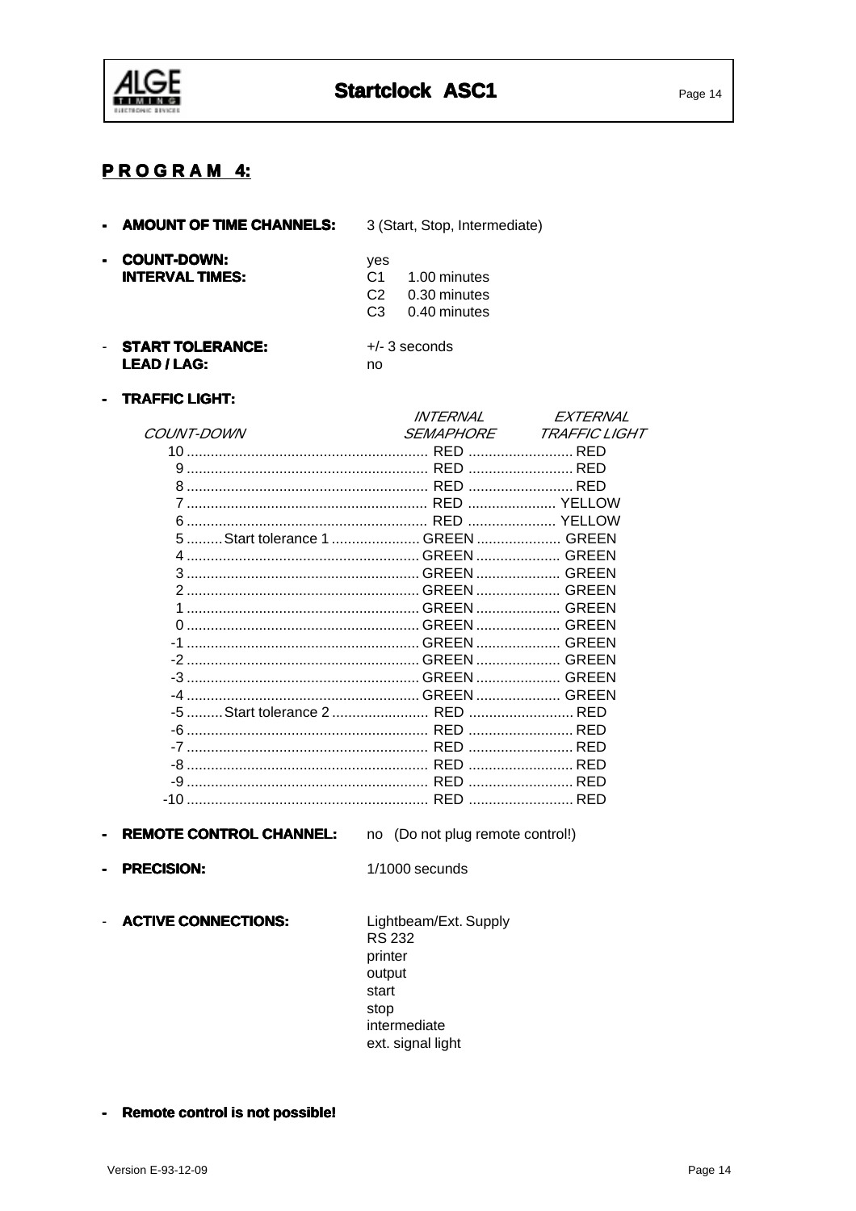## PROGRAM 4:

- **AMOUNT OF TIME CHANNELS:** 3 (Start, Stop, Intermediate)

- **COUNT-DOWN:** yes
  **INTERVAL TIMES:**
  C1 1.00 minutes
  C2 0.30 minutes
  C3 0.40 minutes

- **START TOLERANCE:** +/- 3 seconds
  **LEAD / LAG:** no

- **TRAFFIC LIGHT:**

| *COUNT-DOWN* | *INTERNAL SEMAPHORE* | *EXTERNAL TRAFFIC LIGHT* |
|---|---|---|
| 10 | RED | RED |
| 9 | RED | RED |
| 8 | RED | RED |
| 7 | RED | YELLOW |
| 6 | RED | YELLOW |
| 5 Start tolerance 1 | GREEN | GREEN |
| 4 | GREEN | GREEN |
| 3 | GREEN | GREEN |
| 2 | GREEN | GREEN |
| 1 | GREEN | GREEN |
| 0 | GREEN | GREEN |
| -1 | GREEN | GREEN |
| -2 | GREEN | GREEN |
| -3 | GREEN | GREEN |
| -4 | GREEN | GREEN |
| -5 Start tolerance 2 | RED | RED |
| -6 | RED | RED |
| -7 | RED | RED |
| -8 | RED | RED |
| -9 | RED | RED |
| -10 | RED | RED |

- **REMOTE CONTROL CHANNEL:** no (Do not plug remote control!)

- **PRECISION:** 1/1000 secunds

- **ACTIVE CONNECTIONS:**
  Lightbeam/Ext. Supply
  RS 232
  printer
  output
  start
  stop
  intermediate
  ext. signal light

- **Remote control is not possible!**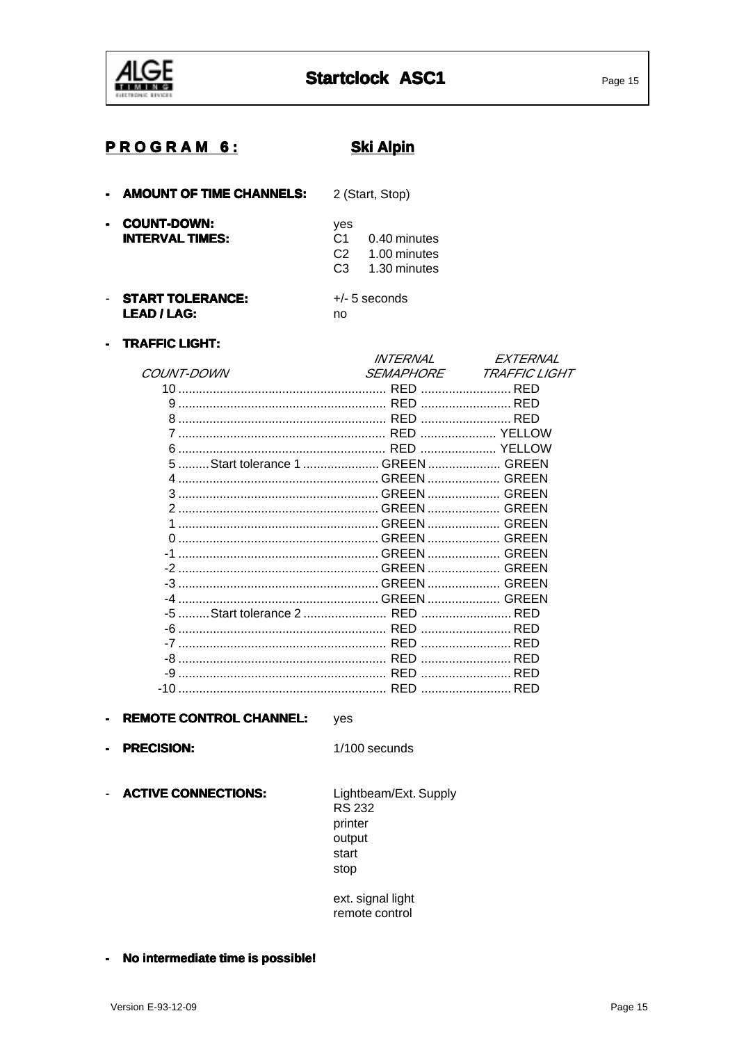## PROGRAM 6: Ski Alpin

- **AMOUNT OF TIME CHANNELS:** 2 (Start, Stop)

- **COUNT-DOWN:** yes
  **INTERVAL TIMES:**
  C1 0.40 minutes
  C2 1.00 minutes
  C3 1.30 minutes

- **START TOLERANCE:** +/- 5 seconds
  **LEAD / LAG:** no

- **TRAFFIC LIGHT:**

| *COUNT-DOWN* | *INTERNAL SEMAPHORE* | *EXTERNAL TRAFFIC LIGHT* |
|---|---|---|
| 10 | RED | RED |
| 9 | RED | RED |
| 8 | RED | RED |
| 7 | RED | YELLOW |
| 6 | RED | YELLOW |
| 5 Start tolerance 1 | GREEN | GREEN |
| 4 | GREEN | GREEN |
| 3 | GREEN | GREEN |
| 2 | GREEN | GREEN |
| 1 | GREEN | GREEN |
| 0 | GREEN | GREEN |
| -1 | GREEN | GREEN |
| -2 | GREEN | GREEN |
| -3 | GREEN | GREEN |
| -4 | GREEN | GREEN |
| -5 Start tolerance 2 | RED | RED |
| -6 | RED | RED |
| -7 | RED | RED |
| -8 | RED | RED |
| -9 | RED | RED |
| -10 | RED | RED |

- **REMOTE CONTROL CHANNEL:** yes

- **PRECISION:** 1/100 secunds

- **ACTIVE CONNECTIONS:**
  Lightbeam/Ext. Supply
  RS 232
  printer
  output
  start
  stop

  ext. signal light
  remote control

- **No intermediate time is possible!**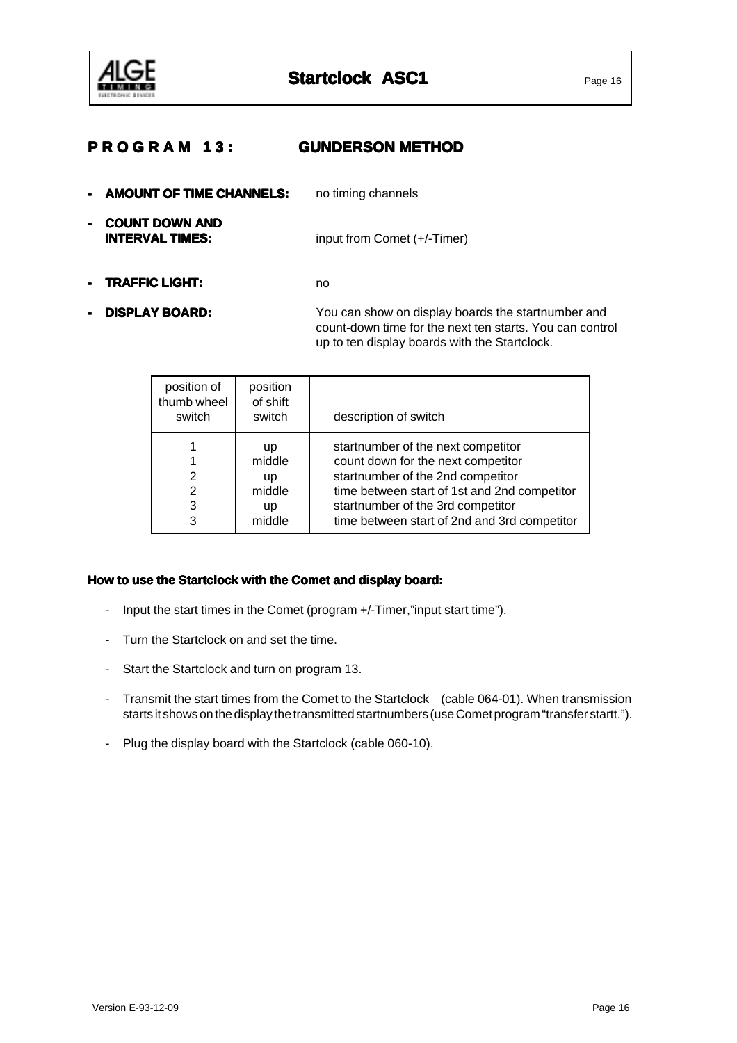## PROGRAM 13: GUNDERSON METHOD

- **AMOUNT OF TIME CHANNELS:** no timing channels
- **COUNT DOWN AND INTERVAL TIMES:** input from Comet (+/-Timer)
- **TRAFFIC LIGHT:** no
- **DISPLAY BOARD:** You can show on display boards the startnumber and count-down time for the next ten starts. You can control up to ten display boards with the Startclock.

| position of thumb wheel switch | position of shift switch | description of switch |
|---|---|---|
| 1 | up | startnumber of the next competitor |
| 1 | middle | count down for the next competitor |
| 2 | up | startnumber of the 2nd competitor |
| 2 | middle | time between start of 1st and 2nd competitor |
| 3 | up | startnumber of the 3rd competitor |
| 3 | middle | time between start of 2nd and 3rd competitor |

**How to use the Startclock with the Comet and display board:**

- Input the start times in the Comet (program +/-Timer,"input start time").
- Turn the Startclock on and set the time.
- Start the Startclock and turn on program 13.
- Transmit the start times from the Comet to the Startclock (cable 064-01). When transmission starts it shows on the display the transmitted startnumbers (use Comet program "transfer startt.").
- Plug the display board with the Startclock (cable 060-10).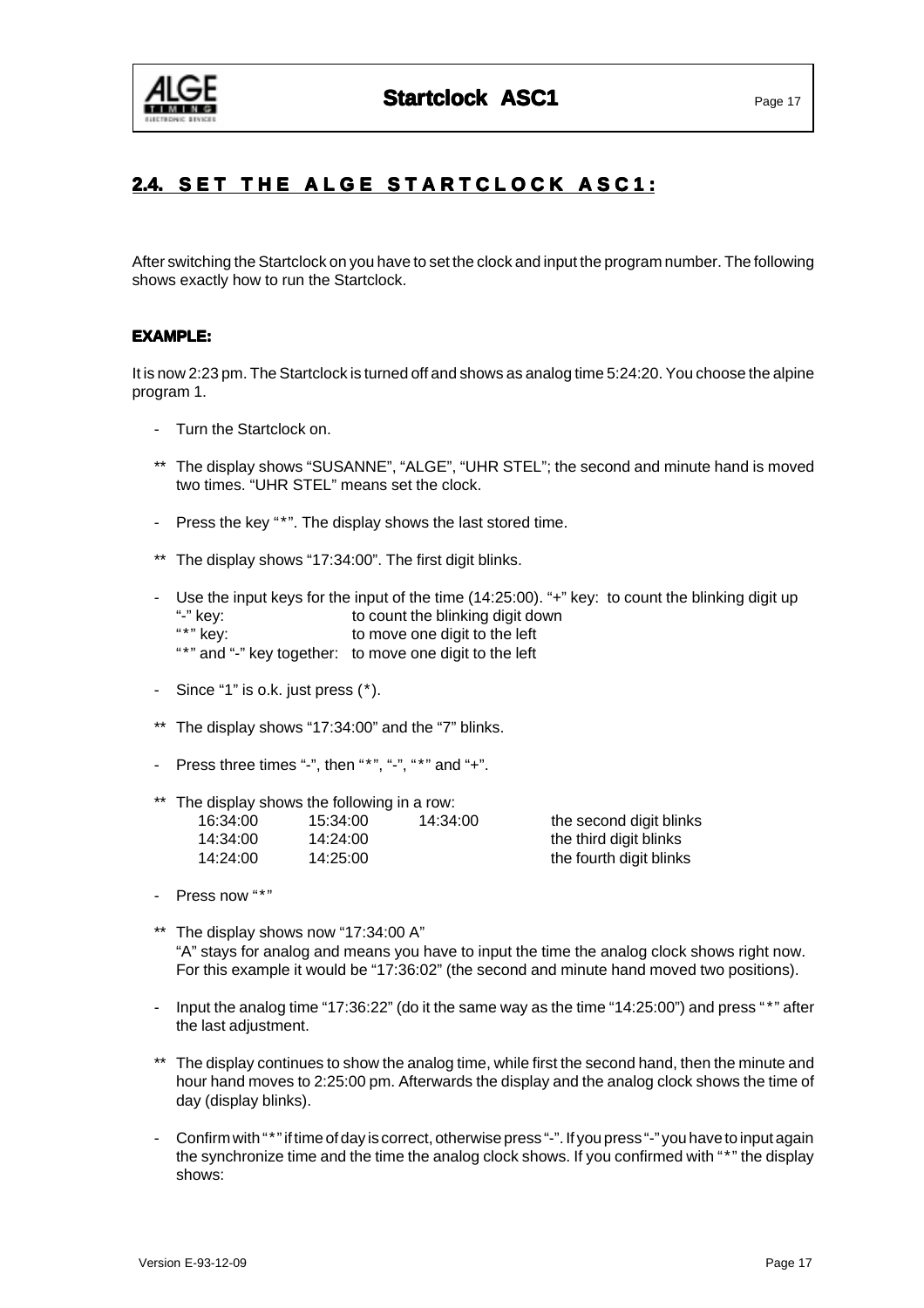## 2.4. SET THE ALGE STARTCLOCK ASC1:

After switching the Startclock on you have to set the clock and input the program number. The following shows exactly how to run the Startclock.

### EXAMPLE:

It is now 2:23 pm. The Startclock is turned off and shows as analog time 5:24:20. You choose the alpine program 1.

- Turn the Startclock on.

** The display shows "SUSANNE", "ALGE", "UHR STEL"; the second and minute hand is moved two times. "UHR STEL" means set the clock.

- Press the key "*". The display shows the last stored time.

** The display shows "17:34:00". The first digit blinks.

- Use the input keys for the input of the time (14:25:00). "+" key: to count the blinking digit up
  "-" key: to count the blinking digit down
  "*" key: to move one digit to the left
  "*" and "-" key together: to move one digit to the left

- Since "1" is o.k. just press (*).

** The display shows "17:34:00" and the "7" blinks.

- Press three times "-", then "*", "-", "*" and "+".

** The display shows the following in a row:

| | | | |
|---|---|---|---|
| 16:34:00 | 15:34:00 | 14:34:00 | the second digit blinks |
| 14:34:00 | 14:24:00 | | the third digit blinks |
| 14:24:00 | 14:25:00 | | the fourth digit blinks |

- Press now "*"

** The display shows now "17:34:00 A"
"A" stays for analog and means you have to input the time the analog clock shows right now. For this example it would be "17:36:02" (the second and minute hand moved two positions).

- Input the analog time "17:36:22" (do it the same way as the time "14:25:00") and press "*" after the last adjustment.

** The display continues to show the analog time, while first the second hand, then the minute and hour hand moves to 2:25:00 pm. Afterwards the display and the analog clock shows the time of day (display blinks).

- Confirm with "*" if time of day is correct, otherwise press "-". If you press "-" you have to input again the synchronize time and the time the analog clock shows. If you confirmed with "*" the display shows: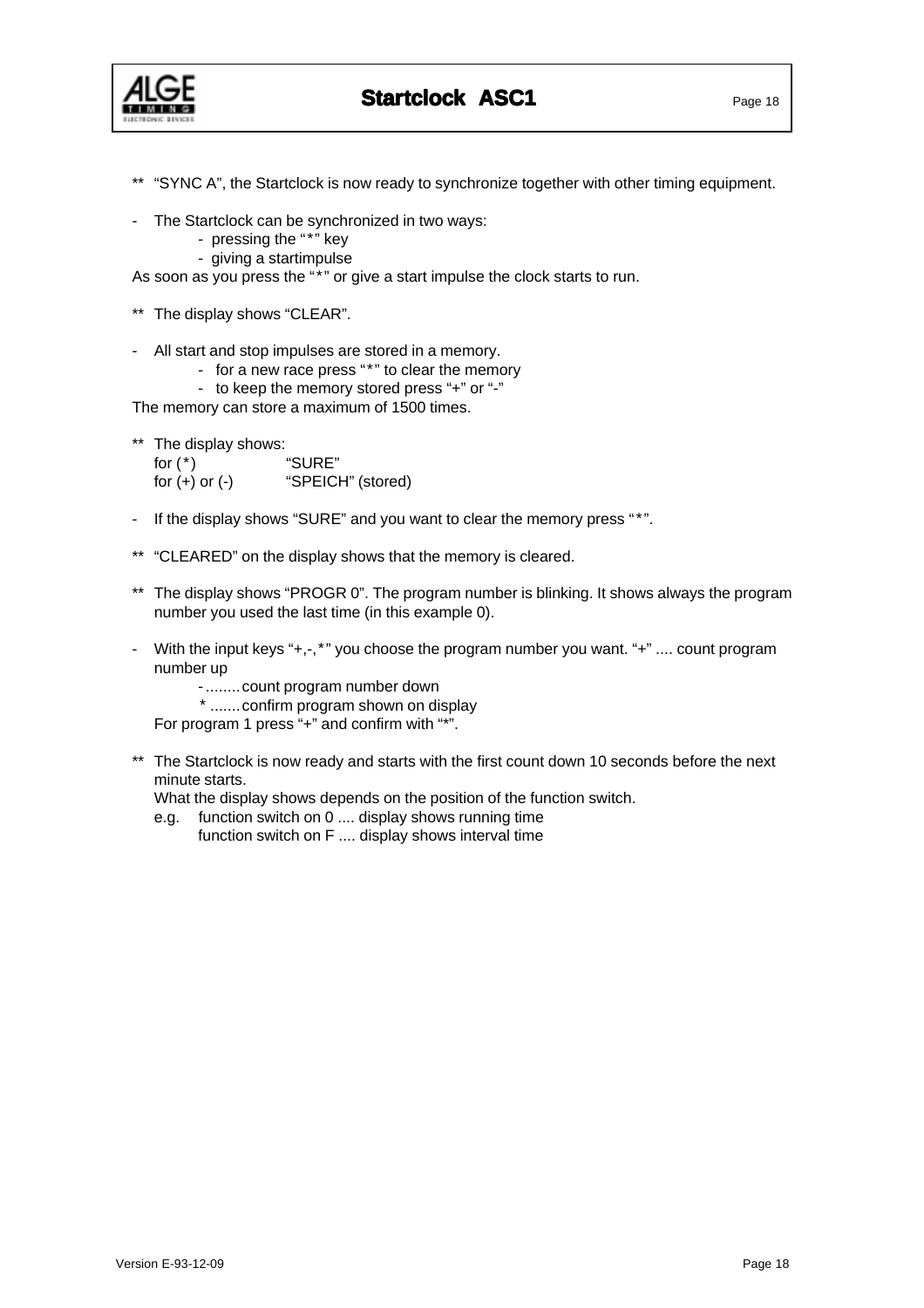** "SYNC A", the Startclock is now ready to synchronize together with other timing equipment.

- The Startclock can be synchronized in two ways:
  - pressing the "*" key
  - giving a startimpulse

As soon as you press the "*" or give a start impulse the clock starts to run.

** The display shows "CLEAR".

- All start and stop impulses are stored in a memory.
  - for a new race press "*" to clear the memory
  - to keep the memory stored press "+" or "-"

The memory can store a maximum of 1500 times.

** The display shows:
for (*) "SURE"
for (+) or (-) "SPEICH" (stored)

- If the display shows "SURE" and you want to clear the memory press "*".

** "CLEARED" on the display shows that the memory is cleared.

** The display shows "PROGR 0". The program number is blinking. It shows always the program number you used the last time (in this example 0).

- With the input keys "+,-,*" you choose the program number you want. "+" .... count program number up
  - \- ........ count program number down
  - \* ....... confirm program shown on display

  For program 1 press "+" and confirm with "*".

** The Startclock is now ready and starts with the first count down 10 seconds before the next minute starts.
What the display shows depends on the position of the function switch.
e.g. function switch on 0 .... display shows running time
function switch on F .... display shows interval time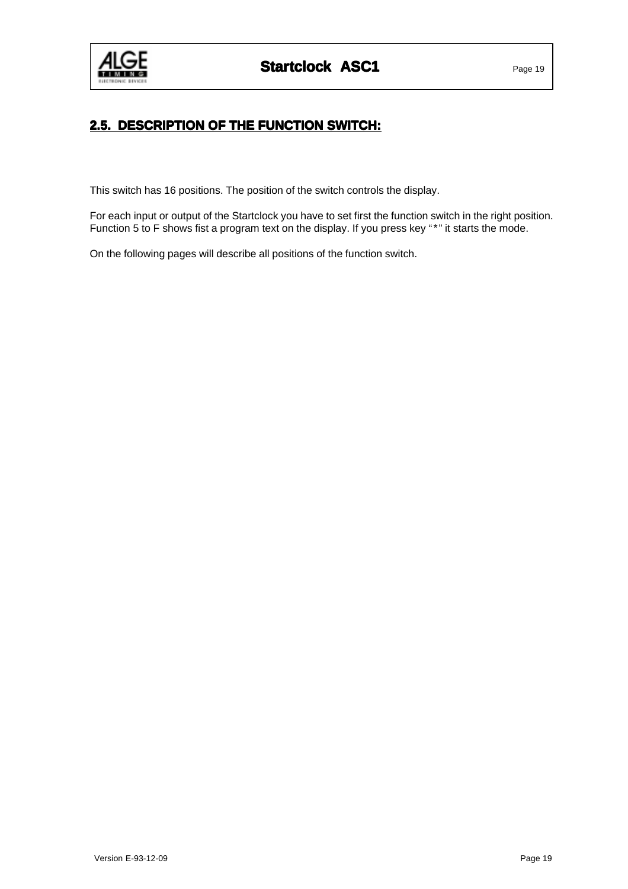## 2.5. DESCRIPTION OF THE FUNCTION SWITCH:

This switch has 16 positions. The position of the switch controls the display.

For each input or output of the Startclock you have to set first the function switch in the right position. Function 5 to F shows fist a program text on the display. If you press key "*" it starts the mode.

On the following pages will describe all positions of the function switch.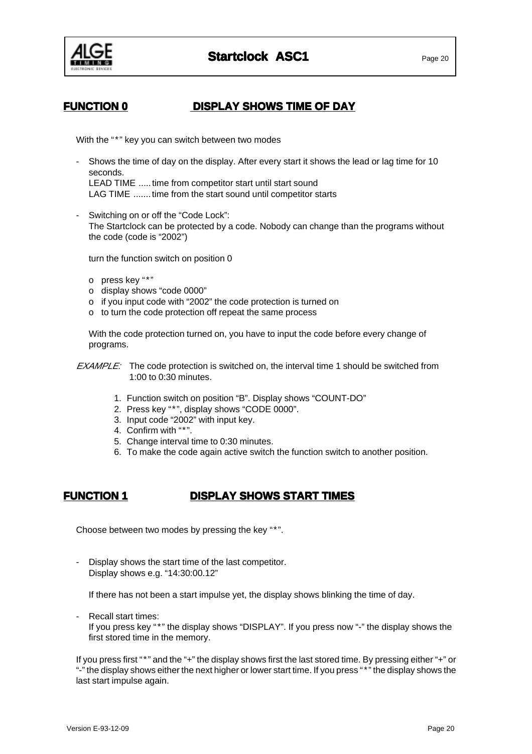## FUNCTION 0 DISPLAY SHOWS TIME OF DAY

With the "*" key you can switch between two modes

- Shows the time of day on the display. After every start it shows the lead or lag time for 10 seconds.
  LEAD TIME ..... time from competitor start until start sound
  LAG TIME ....... time from the start sound until competitor starts

- Switching on or off the "Code Lock":
  The Startclock can be protected by a code. Nobody can change than the programs without the code (code is "2002")

  turn the function switch on position 0

  - press key "*"
  - display shows "code 0000"
  - if you input code with "2002" the code protection is turned on
  - to turn the code protection off repeat the same process

  With the code protection turned on, you have to input the code before every change of programs.

*EXAMPLE:* The code protection is switched on, the interval time 1 should be switched from 1:00 to 0:30 minutes.

1. Function switch on position "B". Display shows "COUNT-DO"
2. Press key "*", display shows "CODE 0000".
3. Input code "2002" with input key.
4. Confirm with "*".
5. Change interval time to 0:30 minutes.
6. To make the code again active switch the function switch to another position.

## FUNCTION 1 DISPLAY SHOWS START TIMES

Choose between two modes by pressing the key "*".

- Display shows the start time of the last competitor.
  Display shows e.g. "14:30:00.12"

  If there has not been a start impulse yet, the display shows blinking the time of day.

- Recall start times:
  If you press key "*" the display shows "DISPLAY". If you press now "-" the display shows the first stored time in the memory.

If you press first "*" and the "+" the display shows first the last stored time. By pressing either "+" or "-" the display shows either the next higher or lower start time. If you press "*" the display shows the last start impulse again.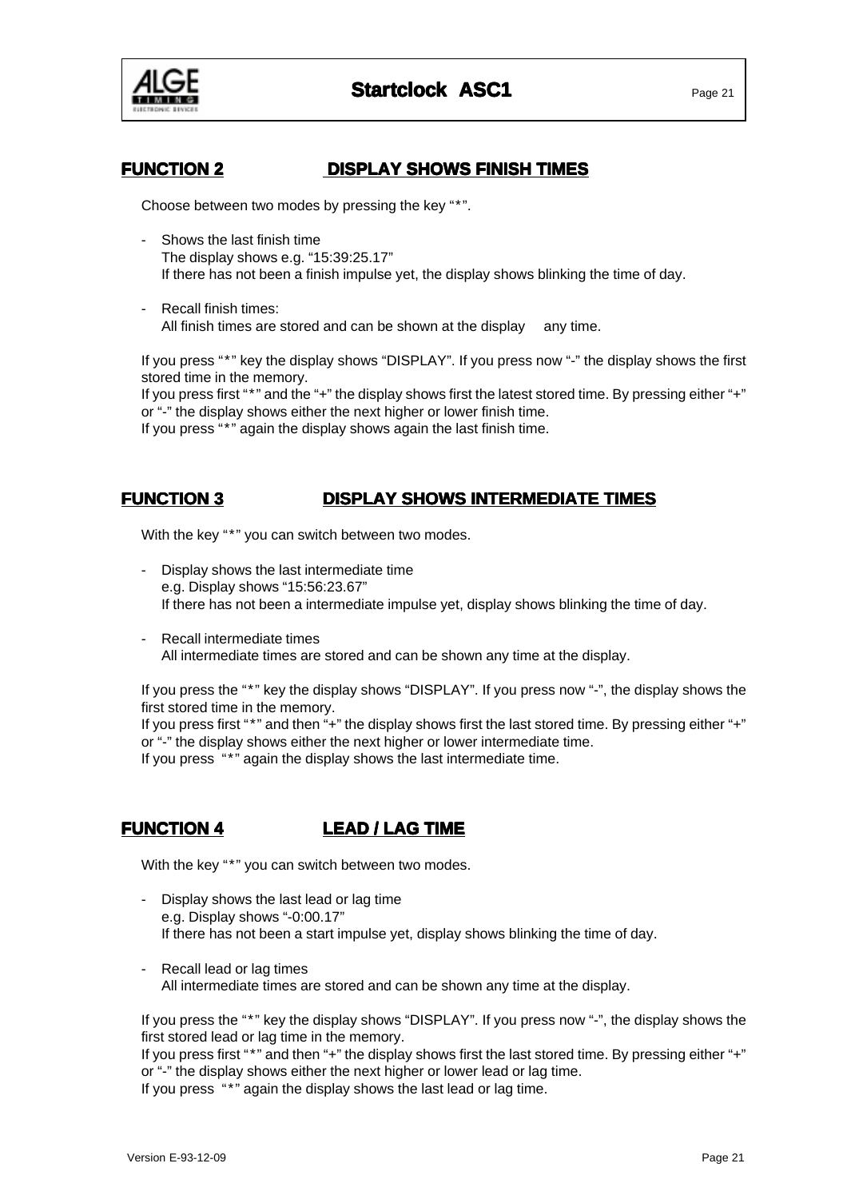## FUNCTION 2 DISPLAY SHOWS FINISH TIMES

Choose between two modes by pressing the key "*".

- Shows the last finish time
  The display shows e.g. "15:39:25.17"
  If there has not been a finish impulse yet, the display shows blinking the time of day.

- Recall finish times:
  All finish times are stored and can be shown at the display any time.

If you press "*" key the display shows "DISPLAY". If you press now "-" the display shows the first stored time in the memory.
If you press first "*" and the "+" the display shows first the latest stored time. By pressing either "+" or "-" the display shows either the next higher or lower finish time.
If you press "*" again the display shows again the last finish time.

## FUNCTION 3 DISPLAY SHOWS INTERMEDIATE TIMES

With the key "*" you can switch between two modes.

- Display shows the last intermediate time
  e.g. Display shows "15:56:23.67"
  If there has not been a intermediate impulse yet, display shows blinking the time of day.

- Recall intermediate times
  All intermediate times are stored and can be shown any time at the display.

If you press the "*" key the display shows "DISPLAY". If you press now "-", the display shows the first stored time in the memory.
If you press first "*" and then "+" the display shows first the last stored time. By pressing either "+" or "-" the display shows either the next higher or lower intermediate time.
If you press "*" again the display shows the last intermediate time.

## FUNCTION 4 LEAD / LAG TIME

With the key "*" you can switch between two modes.

- Display shows the last lead or lag time
  e.g. Display shows "-0:00.17"
  If there has not been a start impulse yet, display shows blinking the time of day.

- Recall lead or lag times
  All intermediate times are stored and can be shown any time at the display.

If you press the "*" key the display shows "DISPLAY". If you press now "-", the display shows the first stored lead or lag time in the memory.
If you press first "*" and then "+" the display shows first the last stored time. By pressing either "+" or "-" the display shows either the next higher or lower lead or lag time.
If you press "*" again the display shows the last lead or lag time.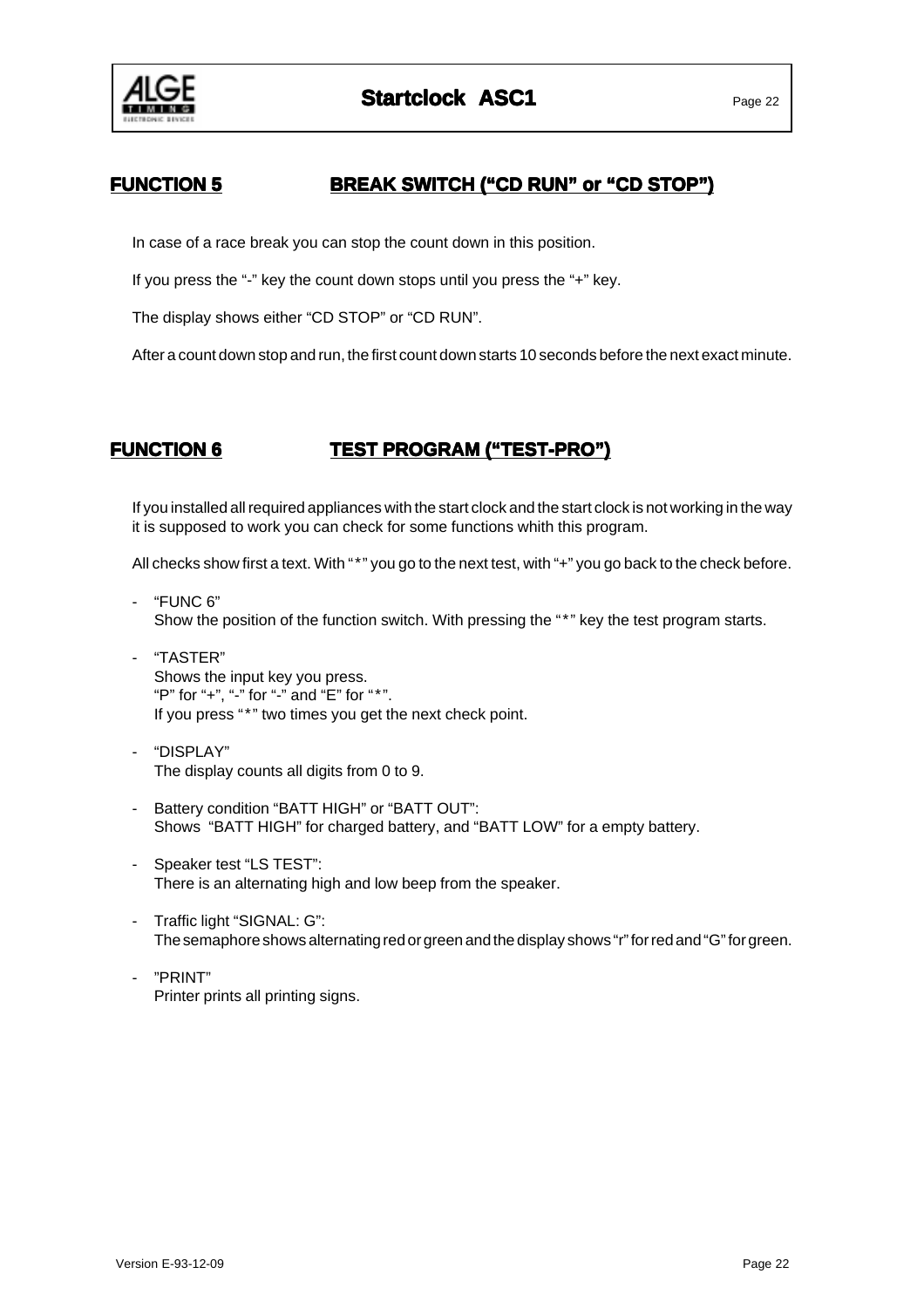## FUNCTION 5 BREAK SWITCH ("CD RUN" or "CD STOP")

In case of a race break you can stop the count down in this position.

If you press the "-" key the count down stops until you press the "+" key.

The display shows either "CD STOP" or "CD RUN".

After a count down stop and run, the first count down starts 10 seconds before the next exact minute.

## FUNCTION 6 TEST PROGRAM ("TEST-PRO")

If you installed all required appliances with the start clock and the start clock is not working in the way it is supposed to work you can check for some functions whith this program.

All checks show first a text. With "*" you go to the next test, with "+" you go back to the check before.

- "FUNC 6"
  Show the position of the function switch. With pressing the "*" key the test program starts.
- "TASTER"
  Shows the input key you press.
  "P" for "+", "-" for "-" and "E" for "*".
  If you press "*" two times you get the next check point.
- "DISPLAY"
  The display counts all digits from 0 to 9.
- Battery condition "BATT HIGH" or "BATT OUT":
  Shows "BATT HIGH" for charged battery, and "BATT LOW" for a empty battery.
- Speaker test "LS TEST":
  There is an alternating high and low beep from the speaker.
- Traffic light "SIGNAL: G":
  The semaphore shows alternating red or green and the display shows "r" for red and "G" for green.
- "PRINT"
  Printer prints all printing signs.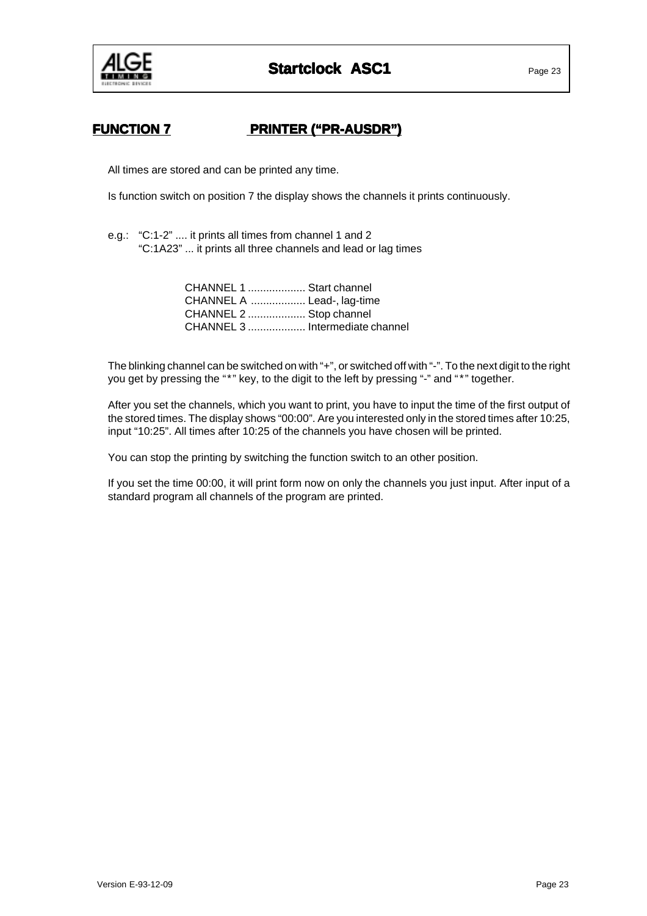## FUNCTION 7 PRINTER ("PR-AUSDR")

All times are stored and can be printed any time.

Is function switch on position 7 the display shows the channels it prints continuously.

e.g.: "C:1-2" .... it prints all times from channel 1 and 2
"C:1A23" ... it prints all three channels and lead or lag times

CHANNEL 1 ................... Start channel
CHANNEL A .................. Lead-, lag-time
CHANNEL 2 ................... Stop channel
CHANNEL 3 ................... Intermediate channel

The blinking channel can be switched on with "+", or switched off with "-". To the next digit to the right you get by pressing the "*" key, to the digit to the left by pressing "-" and "*" together.

After you set the channels, which you want to print, you have to input the time of the first output of the stored times. The display shows "00:00". Are you interested only in the stored times after 10:25, input "10:25". All times after 10:25 of the channels you have chosen will be printed.

You can stop the printing by switching the function switch to an other position.

If you set the time 00:00, it will print form now on only the channels you just input. After input of a standard program all channels of the program are printed.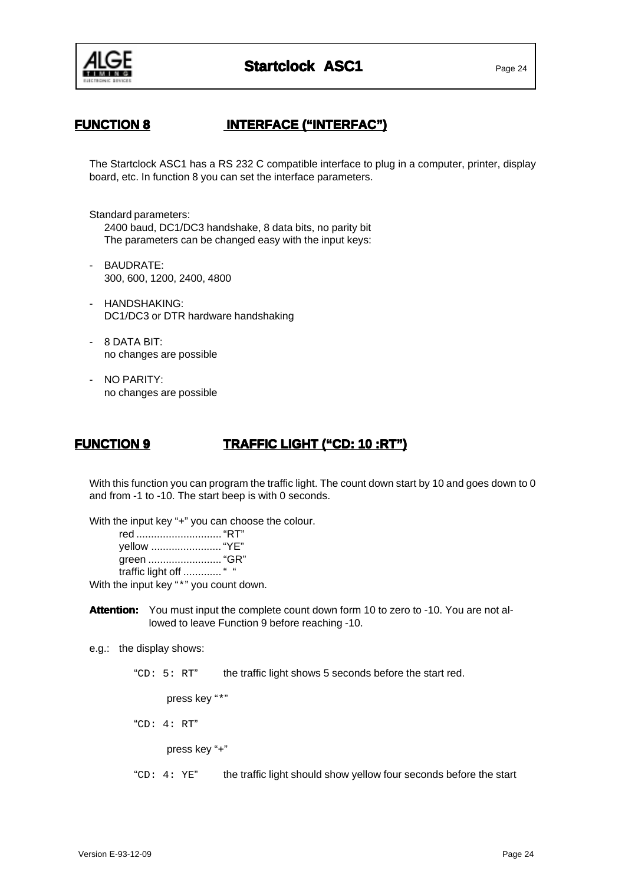## FUNCTION 8 INTERFACE ("INTERFAC")

The Startclock ASC1 has a RS 232 C compatible interface to plug in a computer, printer, display board, etc. In function 8 you can set the interface parameters.

Standard parameters:
2400 baud, DC1/DC3 handshake, 8 data bits, no parity bit
The parameters can be changed easy with the input keys:

- BAUDRATE:
  300, 600, 1200, 2400, 4800
- HANDSHAKING:
  DC1/DC3 or DTR hardware handshaking
- 8 DATA BIT:
  no changes are possible
- NO PARITY:
  no changes are possible

## FUNCTION 9 TRAFFIC LIGHT ("CD: 10 :RT")

With this function you can program the traffic light. The count down start by 10 and goes down to 0 and from -1 to -10. The start beep is with 0 seconds.

With the input key "+" you can choose the colour.

red ............................ "RT"
yellow ........................ "YE"
green ......................... "GR"
traffic light off ............. " "

With the input key "*" you count down.

**Attention:** You must input the complete count down form 10 to zero to -10. You are not allowed to leave Function 9 before reaching -10.

e.g.: the display shows:

"CD: 5: RT" the traffic light shows 5 seconds before the start red.

press key "*"

"CD: 4: RT"

press key "+"

"CD: 4: YE" the traffic light should show yellow four seconds before the start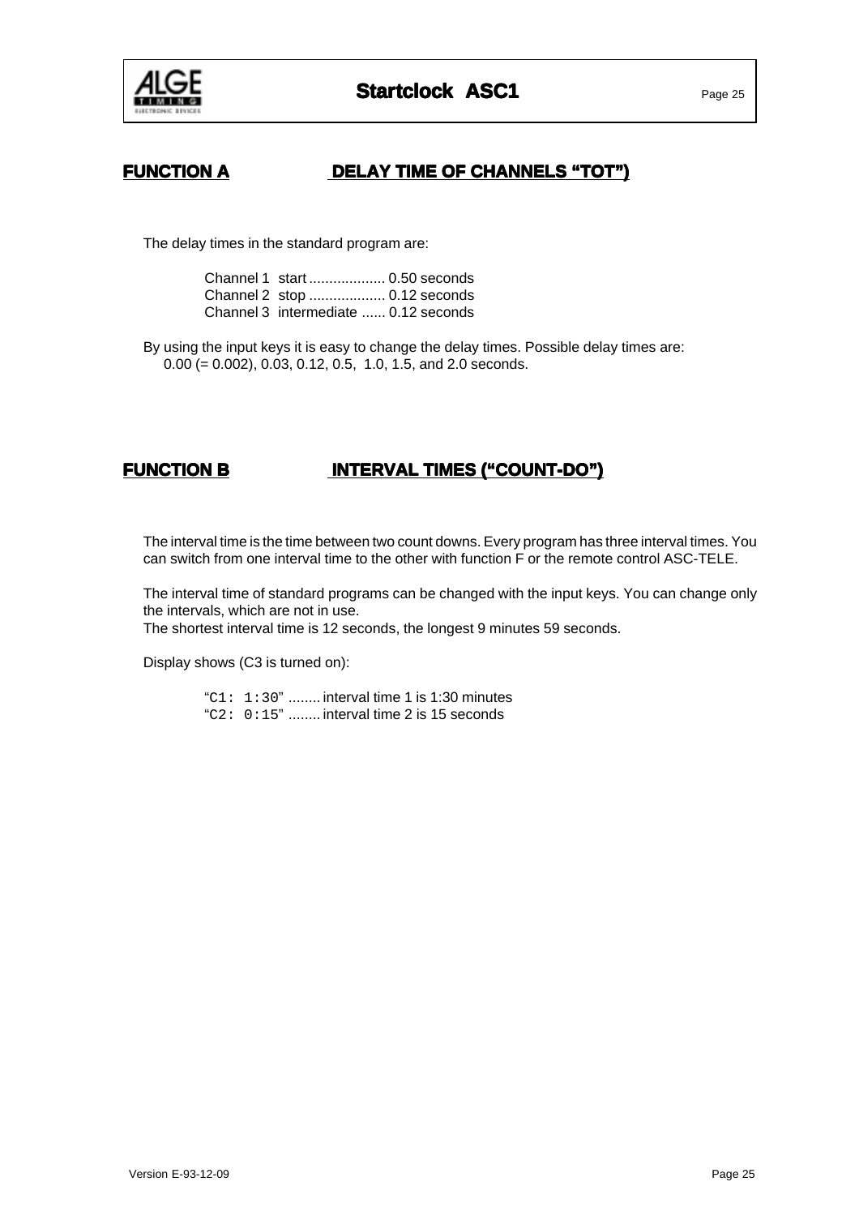## FUNCTION A DELAY TIME OF CHANNELS "TOT")

The delay times in the standard program are:

Channel 1 start ................... 0.50 seconds
Channel 2 stop ................... 0.12 seconds
Channel 3 intermediate ...... 0.12 seconds

By using the input keys it is easy to change the delay times. Possible delay times are:
0.00 (= 0.002), 0.03, 0.12, 0.5, 1.0, 1.5, and 2.0 seconds.

## FUNCTION B INTERVAL TIMES ("COUNT-DO")

The interval time is the time between two count downs. Every program has three interval times. You can switch from one interval time to the other with function F or the remote control ASC-TELE.

The interval time of standard programs can be changed with the input keys. You can change only the intervals, which are not in use.
The shortest interval time is 12 seconds, the longest 9 minutes 59 seconds.

Display shows (C3 is turned on):

"`C1: 1:30`" ........ interval time 1 is 1:30 minutes
"`C2: 0:15`" ........ interval time 2 is 15 seconds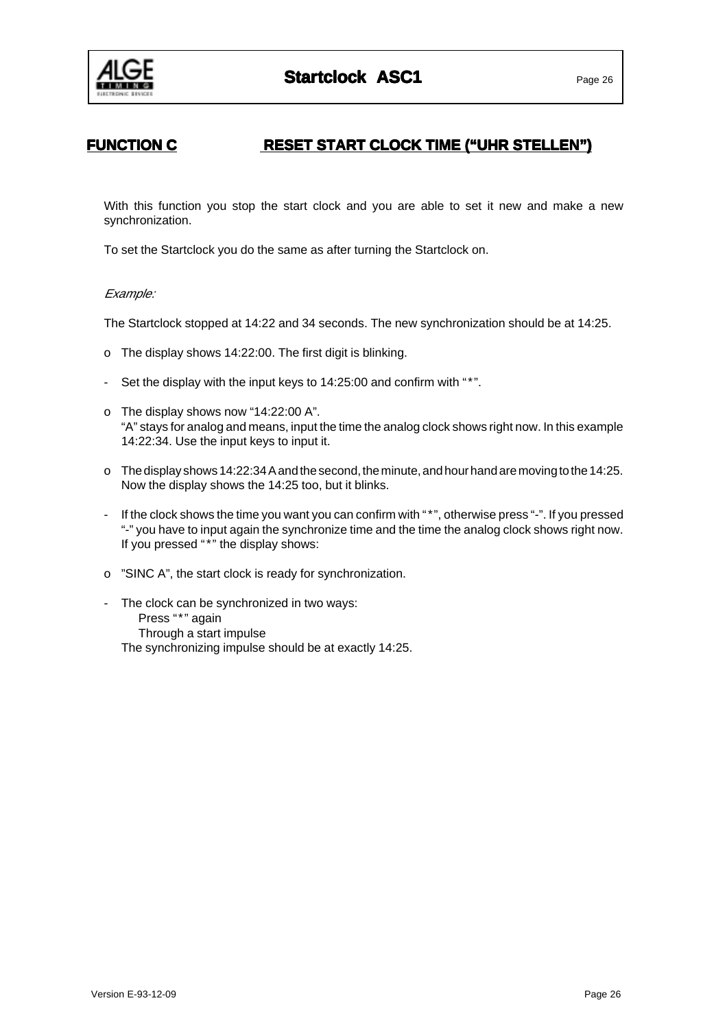## FUNCTION C RESET START CLOCK TIME ("UHR STELLEN")

With this function you stop the start clock and you are able to set it new and make a new synchronization.

To set the Startclock you do the same as after turning the Startclock on.

*Example:*

The Startclock stopped at 14:22 and 34 seconds. The new synchronization should be at 14:25.

- o The display shows 14:22:00. The first digit is blinking.
- - Set the display with the input keys to 14:25:00 and confirm with "*".
- o The display shows now "14:22:00 A".
  "A" stays for analog and means, input the time the analog clock shows right now. In this example 14:22:34. Use the input keys to input it.
- o The display shows 14:22:34 A and the second, the minute, and hour hand are moving to the 14:25. Now the display shows the 14:25 too, but it blinks.
- - If the clock shows the time you want you can confirm with "*", otherwise press "-". If you pressed "-" you have to input again the synchronize time and the time the analog clock shows right now. If you pressed "*" the display shows:
- o "SINC A", the start clock is ready for synchronization.
- - The clock can be synchronized in two ways:
  Press "*" again
  Through a start impulse
  The synchronizing impulse should be at exactly 14:25.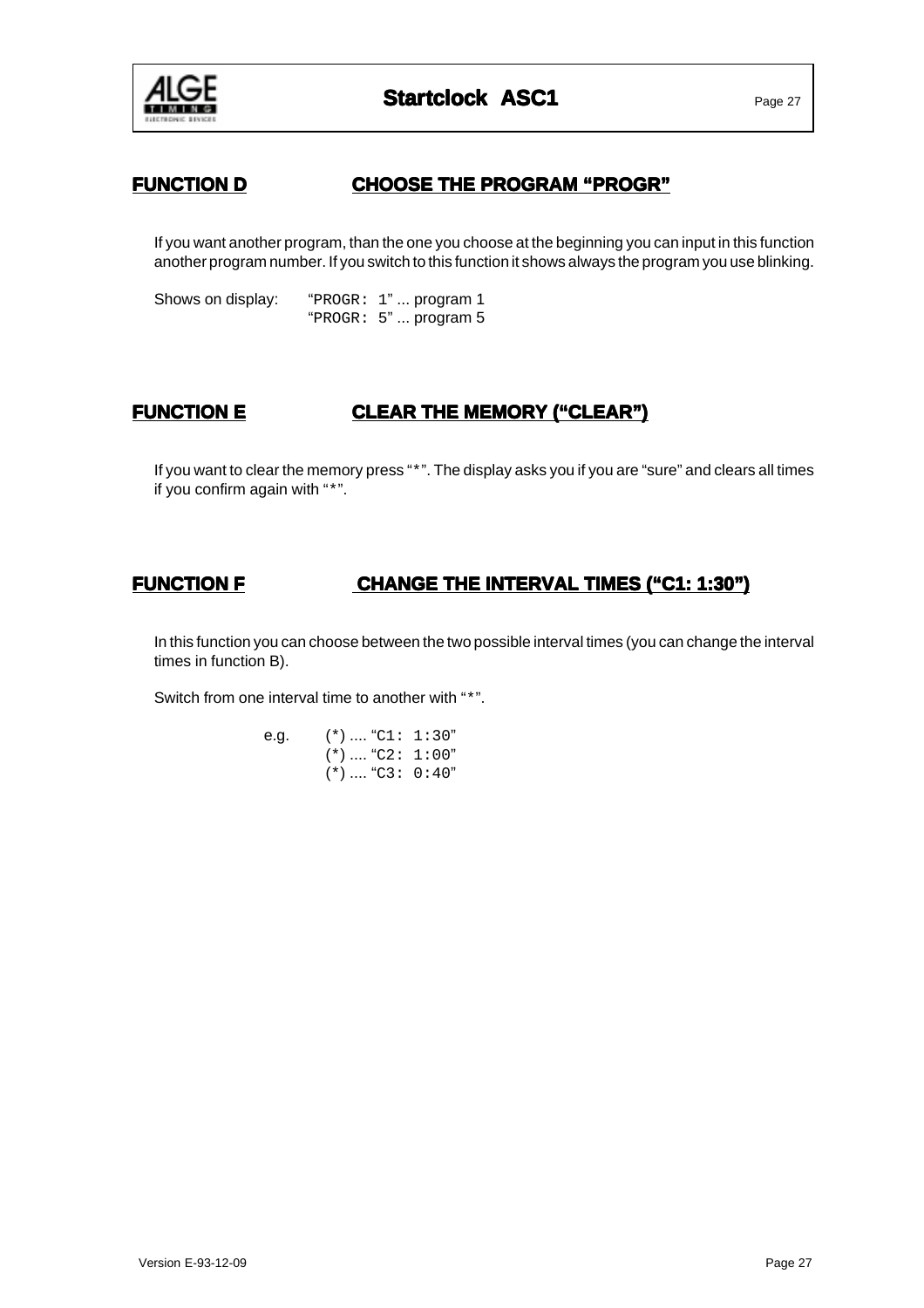## FUNCTION D CHOOSE THE PROGRAM "PROGR"

If you want another program, than the one you choose at the beginning you can input in this function another program number. If you switch to this function it shows always the program you use blinking.

Shows on display: "PROGR: 1" ... program 1
"PROGR: 5" ... program 5

## FUNCTION E CLEAR THE MEMORY ("CLEAR")

If you want to clear the memory press "*". The display asks you if you are "sure" and clears all times if you confirm again with "*".

## FUNCTION F CHANGE THE INTERVAL TIMES ("C1: 1:30")

In this function you can choose between the two possible interval times (you can change the interval times in function B).

Switch from one interval time to another with "*".

e.g. (*) .... "C1: 1:30"
(*) .... "C2: 1:00"
(*) .... "C3: 0:40"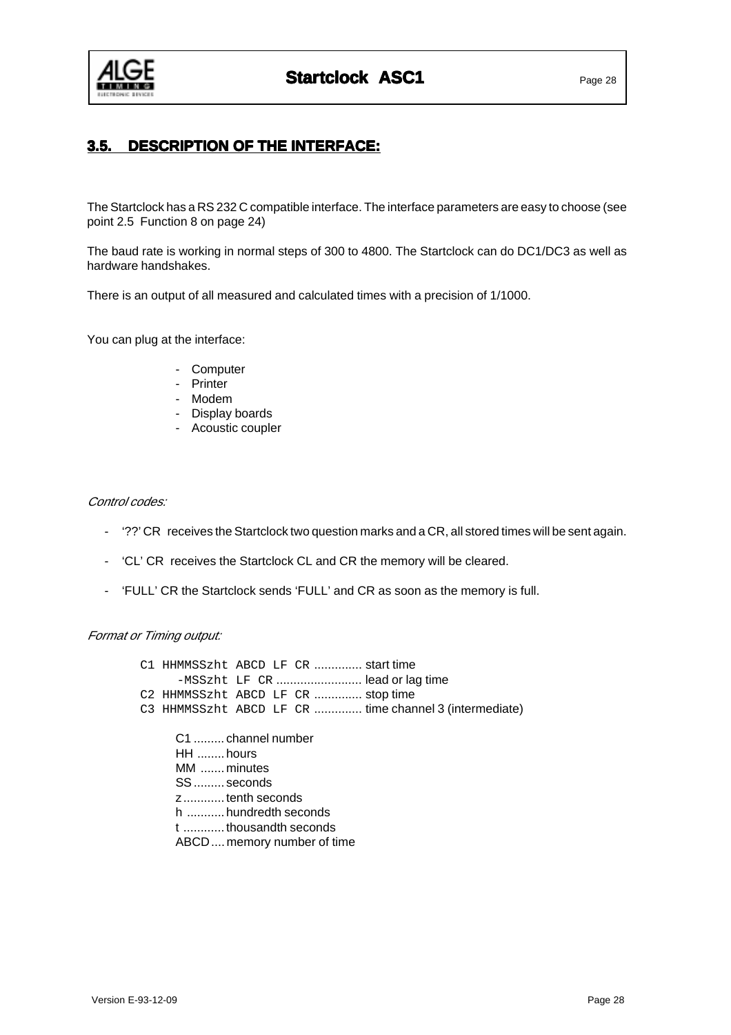## 3.5. DESCRIPTION OF THE INTERFACE:

The Startclock has a RS 232 C compatible interface. The interface parameters are easy to choose (see point 2.5 Function 8 on page 24)

The baud rate is working in normal steps of 300 to 4800. The Startclock can do DC1/DC3 as well as hardware handshakes.

There is an output of all measured and calculated times with a precision of 1/1000.

You can plug at the interface:

- Computer
- Printer
- Modem
- Display boards
- Acoustic coupler

*Control codes:*

- '??' CR receives the Startclock two question marks and a CR, all stored times will be sent again.
- 'CL' CR receives the Startclock CL and CR the memory will be cleared.
- 'FULL' CR the Startclock sends 'FULL' and CR as soon as the memory is full.

*Format or Timing output:*

```
C1 HHMMSSzht ABCD LF CR .............. start time
     -MSSzht LF CR ......................... lead or lag time
C2 HHMMSSzht ABCD LF CR .............. stop time
C3 HHMMSSzht ABCD LF CR .............. time channel 3 (intermediate)
```

C1 ......... channel number
HH ........ hours
MM ....... minutes
SS ......... seconds
z ............ tenth seconds
h ........... hundredth seconds
t ............ thousandth seconds
ABCD .... memory number of time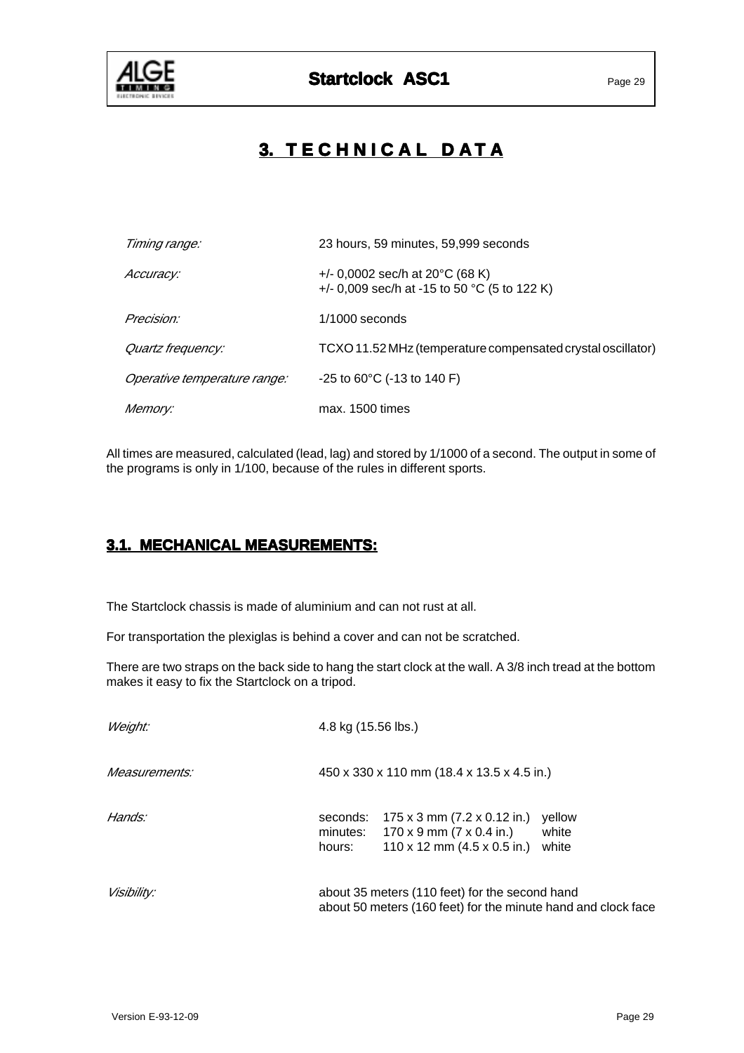# 3. TECHNICAL DATA

| | |
|---|---|
| *Timing range:* | 23 hours, 59 minutes, 59,999 seconds |
| *Accuracy:* | +/- 0,0002 sec/h at 20°C (68 K)<br>+/- 0,009 sec/h at -15 to 50 °C (5 to 122 K) |
| *Precision:* | 1/1000 seconds |
| *Quartz frequency:* | TCXO 11.52 MHz (temperature compensated crystal oscillator) |
| *Operative temperature range:* | -25 to 60°C (-13 to 140 F) |
| *Memory:* | max. 1500 times |

All times are measured, calculated (lead, lag) and stored by 1/1000 of a second. The output in some of the programs is only in 1/100, because of the rules in different sports.

## 3.1. MECHANICAL MEASUREMENTS:

The Startclock chassis is made of aluminium and can not rust at all.

For transportation the plexiglas is behind a cover and can not be scratched.

There are two straps on the back side to hang the start clock at the wall. A 3/8 inch tread at the bottom makes it easy to fix the Startclock on a tripod.

| | | | |
|---|---|---|---|
| *Weight:* | 4.8 kg (15.56 lbs.) | | |
| *Measurements:* | 450 x 330 x 110 mm (18.4 x 13.5 x 4.5 in.) | | |
| *Hands:* | seconds: | 175 x 3 mm (7.2 x 0.12 in.) | yellow |
| | minutes: | 170 x 9 mm (7 x 0.4 in.) | white |
| | hours: | 110 x 12 mm (4.5 x 0.5 in.) | white |
| *Visibility:* | about 35 meters (110 feet) for the second hand<br>about 50 meters (160 feet) for the minute hand and clock face | | |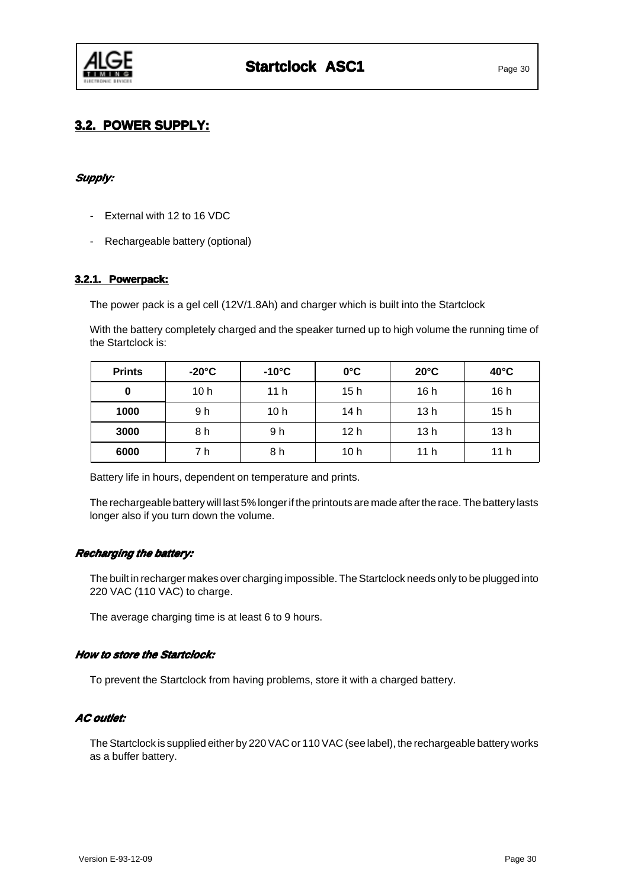## 3.2. POWER SUPPLY:

***Supply:***

- External with 12 to 16 VDC
- Rechargeable battery (optional)

### 3.2.1. Powerpack:

The power pack is a gel cell (12V/1.8Ah) and charger which is built into the Startclock

With the battery completely charged and the speaker turned up to high volume the running time of the Startclock is:

| Prints | -20°C | -10°C | 0°C | 20°C | 40°C |
|---|---|---|---|---|---|
| **0** | 10 h | 11 h | 15 h | 16 h | 16 h |
| **1000** | 9 h | 10 h | 14 h | 13 h | 15 h |
| **3000** | 8 h | 9 h | 12 h | 13 h | 13 h |
| **6000** | 7 h | 8 h | 10 h | 11 h | 11 h |

Battery life in hours, dependent on temperature and prints.

The rechargeable battery will last 5% longer if the printouts are made after the race. The battery lasts longer also if you turn down the volume.

***Recharging the battery:***

The built in recharger makes over charging impossible. The Startclock needs only to be plugged into 220 VAC (110 VAC) to charge.

The average charging time is at least 6 to 9 hours.

***How to store the Startclock:***

To prevent the Startclock from having problems, store it with a charged battery.

***AC outlet:***

The Startclock is supplied either by 220 VAC or 110 VAC (see label), the rechargeable battery works as a buffer battery.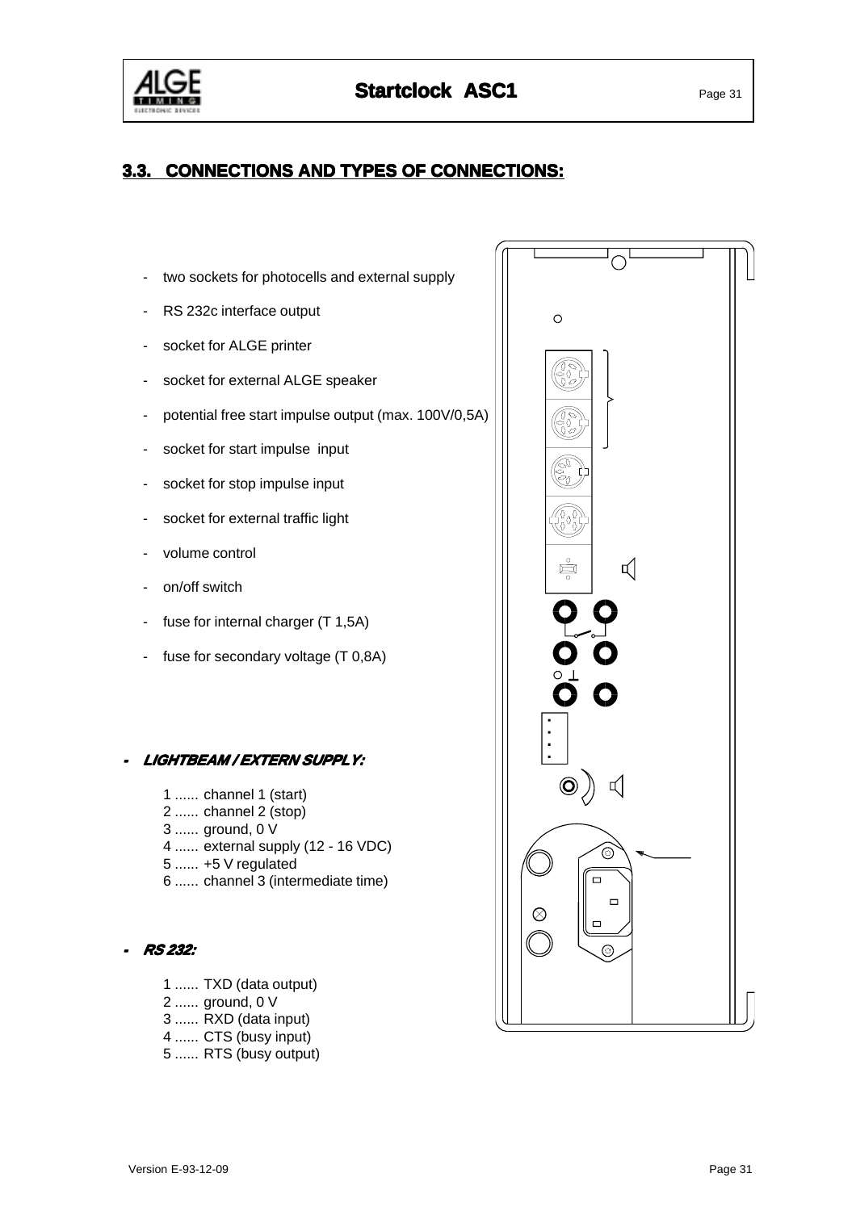## 3.3. CONNECTIONS AND TYPES OF CONNECTIONS:

- two sockets for photocells and external supply
- RS 232c interface output
- socket for ALGE printer
- socket for external ALGE speaker
- potential free start impulse output (max. 100V/0,5A)
- socket for start impulse input
- socket for stop impulse input
- socket for external traffic light
- volume control
- on/off switch
- fuse for internal charger (T 1,5A)
- fuse for secondary voltage (T 0,8A)

### - *LIGHTBEAM / EXTERN SUPPLY:*

1 ...... channel 1 (start)
2 ...... channel 2 (stop)
3 ...... ground, 0 V
4 ...... external supply (12 - 16 VDC)
5 ...... +5 V regulated
6 ...... channel 3 (intermediate time)

### - *RS 232:*

1 ...... TXD (data output)
2 ...... ground, 0 V
3 ...... RXD (data input)
4 ...... CTS (busy input)
5 ...... RTS (busy output)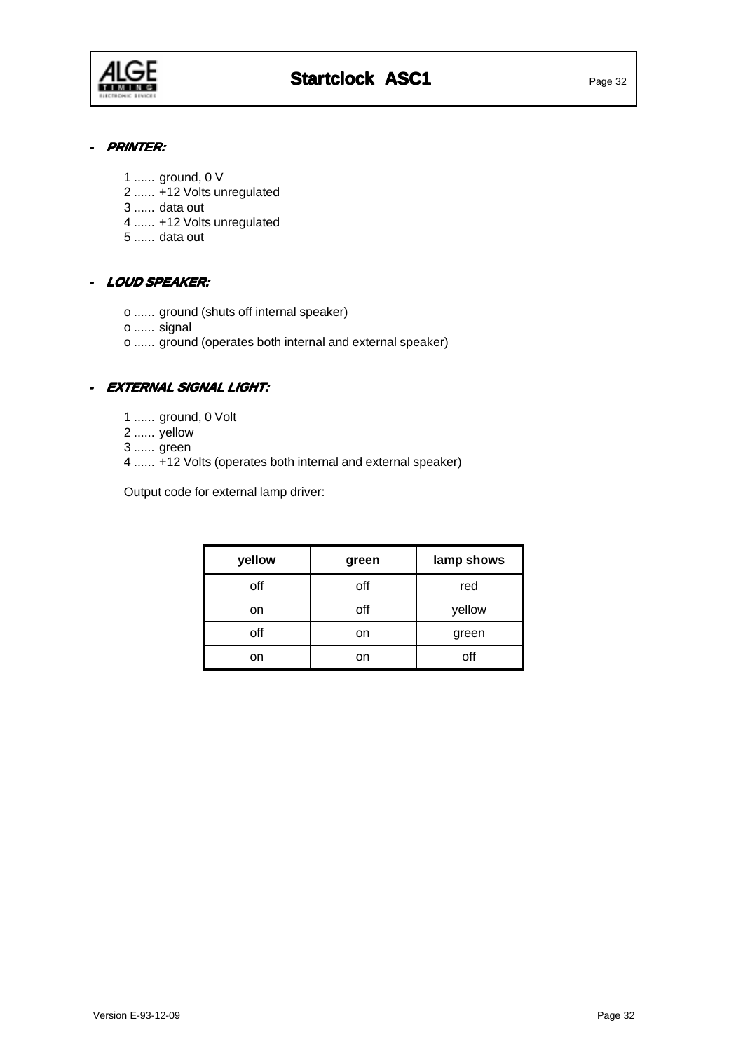- ***PRINTER:***

  1 ...... ground, 0 V
  2 ...... +12 Volts unregulated
  3 ...... data out
  4 ...... +12 Volts unregulated
  5 ...... data out

- ***LOUD SPEAKER:***

  o ...... ground (shuts off internal speaker)
  o ...... signal
  o ...... ground (operates both internal and external speaker)

- ***EXTERNAL SIGNAL LIGHT:***

  1 ...... ground, 0 Volt
  2 ...... yellow
  3 ...... green
  4 ...... +12 Volts (operates both internal and external speaker)

  Output code for external lamp driver:

| yellow | green | lamp shows |
| --- | --- | --- |
| off | off | red |
| on | off | yellow |
| off | on | green |
| on | on | off |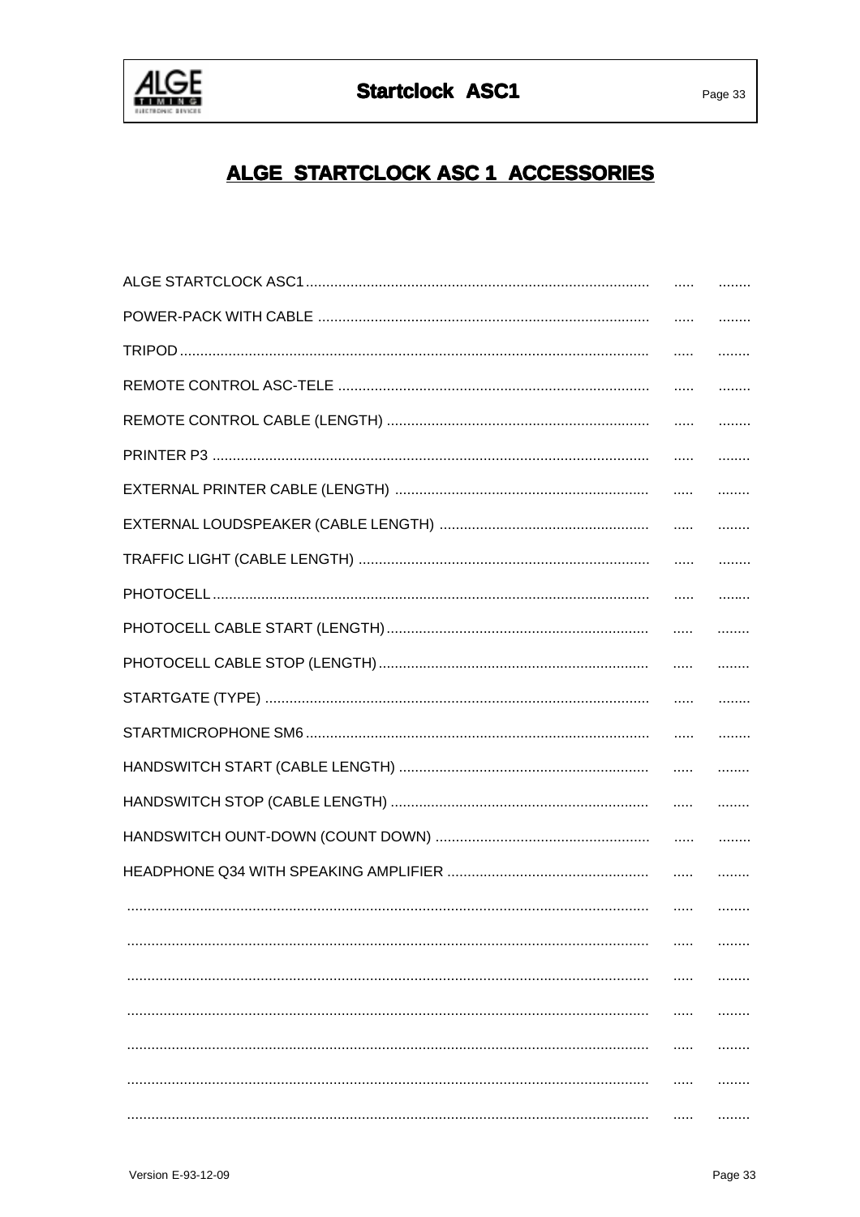# ALGE STARTCLOCK ASC 1 ACCESSORIES

| | | |
|---|---|---|
| ALGE STARTCLOCK ASC1 ........................................................................ | ..... | ........ |
| POWER-PACK WITH CABLE ........................................................................ | ..... | ........ |
| TRIPOD ........................................................................ | ..... | ........ |
| REMOTE CONTROL ASC-TELE ........................................................................ | ..... | ........ |
| REMOTE CONTROL CABLE (LENGTH) ........................................................................ | ..... | ........ |
| PRINTER P3 ........................................................................ | ..... | ........ |
| EXTERNAL PRINTER CABLE (LENGTH) ........................................................................ | ..... | ........ |
| EXTERNAL LOUDSPEAKER (CABLE LENGTH) ........................................................................ | ..... | ........ |
| TRAFFIC LIGHT (CABLE LENGTH) ........................................................................ | ..... | ........ |
| PHOTOCELL ........................................................................ | ..... | ........ |
| PHOTOCELL CABLE START (LENGTH) ........................................................................ | ..... | ........ |
| PHOTOCELL CABLE STOP (LENGTH) ........................................................................ | ..... | ........ |
| STARTGATE (TYPE) ........................................................................ | ..... | ........ |
| STARTMICROPHONE SM6 ........................................................................ | ..... | ........ |
| HANDSWITCH START (CABLE LENGTH) ........................................................................ | ..... | ........ |
| HANDSWITCH STOP (CABLE LENGTH) ........................................................................ | ..... | ........ |
| HANDSWITCH OUNT-DOWN (COUNT DOWN) ........................................................................ | ..... | ........ |
| HEADPHONE Q34 WITH SPEAKING AMPLIFIER ........................................................................ | ..... | ........ |
| ........................................................................ | ..... | ........ |
| ........................................................................ | ..... | ........ |
| ........................................................................ | ..... | ........ |
| ........................................................................ | ..... | ........ |
| ........................................................................ | ..... | ........ |
| ........................................................................ | ..... | ........ |
| ........................................................................ | ..... | ........ |

Version E-93-12-09